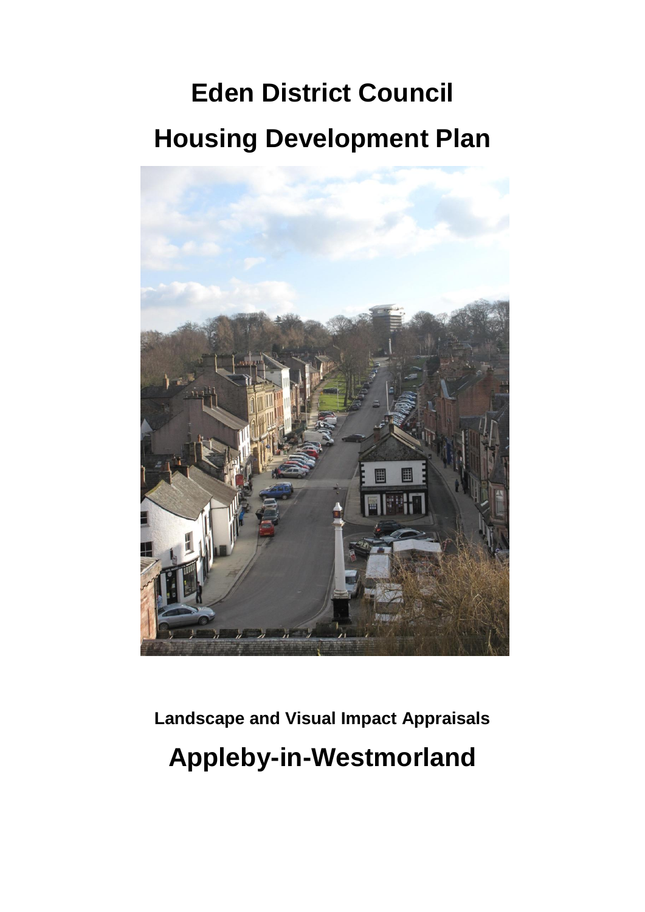# Eden District Council

# Housing Development Plan

**Landscape and Visual Impact Appraisals**

## Appleby-in-Westmorland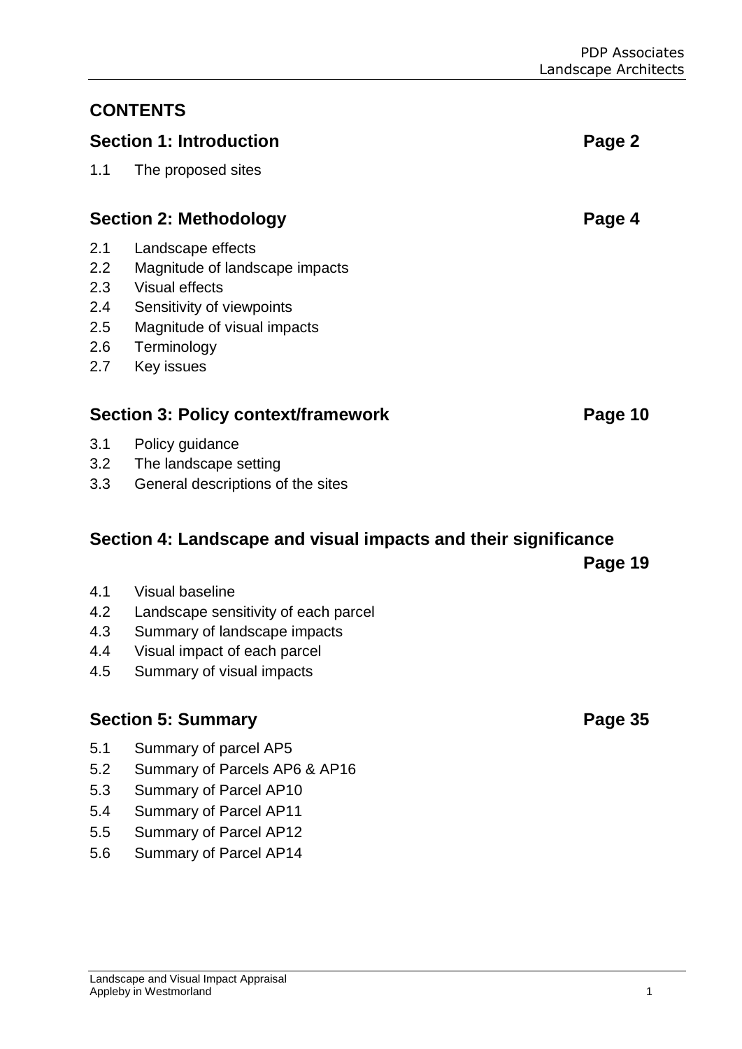# CONTENTS

## Section 1: Introduction — Page 2

1.1 The proposed sites

## Section 2: Methodology — Page 4

2.1 Landscape effects
2.2 Magnitude of landscape impacts
2.3 Visual effects
2.4 Sensitivity of viewpoints
2.5 Magnitude of visual impacts
2.6 Terminology
2.7 Key issues

## Section 3: Policy context/framework — Page 10

3.1 Policy guidance
3.2 The landscape setting
3.3 General descriptions of the sites

## Section 4: Landscape and visual impacts and their significance — Page 19

4.1 Visual baseline
4.2 Landscape sensitivity of each parcel
4.3 Summary of landscape impacts
4.4 Visual impact of each parcel
4.5 Summary of visual impacts

## Section 5: Summary — Page 35

5.1 Summary of parcel AP5
5.2 Summary of Parcels AP6 & AP16
5.3 Summary of Parcel AP10
5.4 Summary of Parcel AP11
5.5 Summary of Parcel AP12
5.6 Summary of Parcel AP14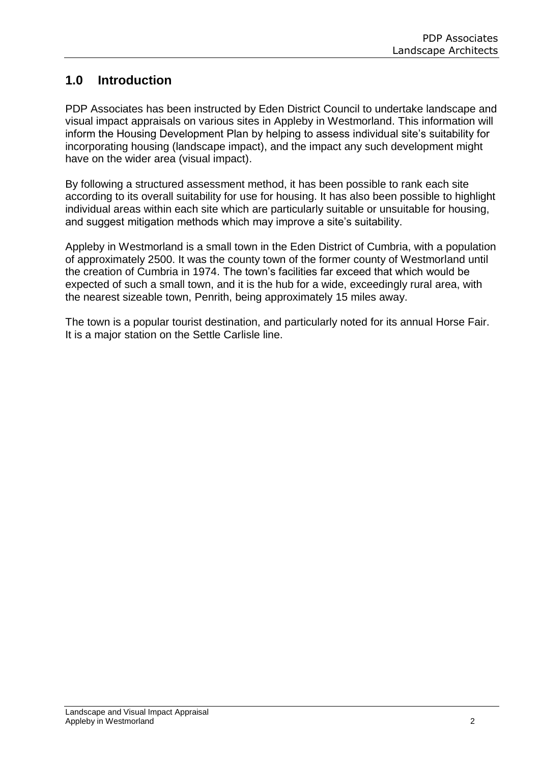## 1.0 Introduction

PDP Associates has been instructed by Eden District Council to undertake landscape and visual impact appraisals on various sites in Appleby in Westmorland. This information will inform the Housing Development Plan by helping to assess individual site's suitability for incorporating housing (landscape impact), and the impact any such development might have on the wider area (visual impact).

By following a structured assessment method, it has been possible to rank each site according to its overall suitability for use for housing. It has also been possible to highlight individual areas within each site which are particularly suitable or unsuitable for housing, and suggest mitigation methods which may improve a site's suitability.

Appleby in Westmorland is a small town in the Eden District of Cumbria, with a population of approximately 2500. It was the county town of the former county of Westmorland until the creation of Cumbria in 1974. The town's facilities far exceed that which would be expected of such a small town, and it is the hub for a wide, exceedingly rural area, with the nearest sizeable town, Penrith, being approximately 15 miles away.

The town is a popular tourist destination, and particularly noted for its annual Horse Fair. It is a major station on the Settle Carlisle line.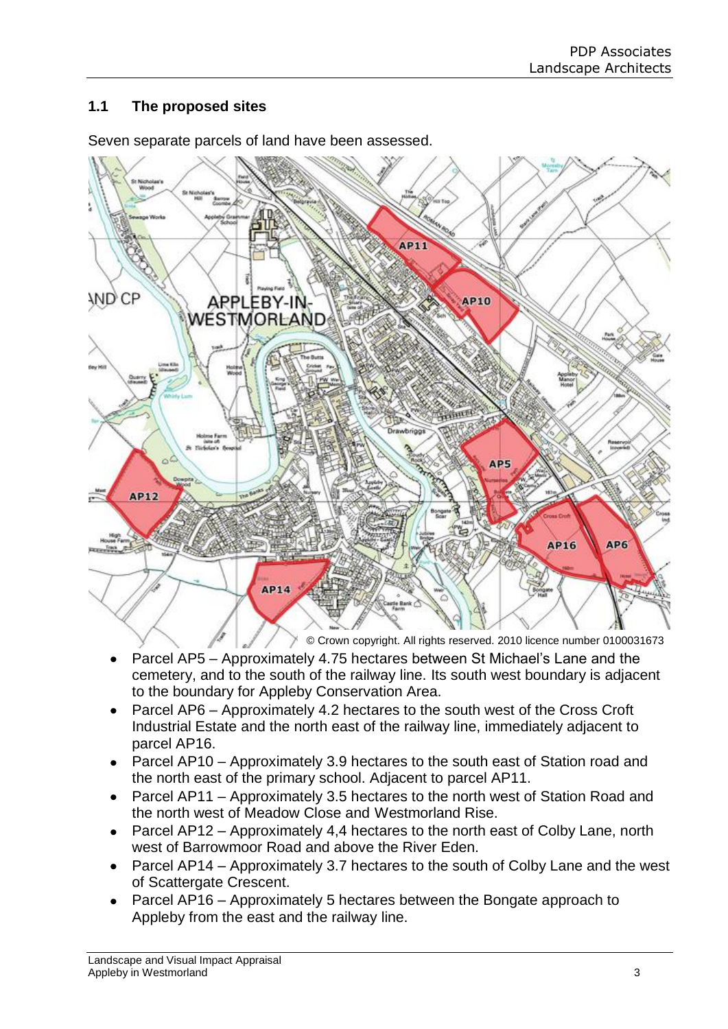## 1.1 The proposed sites

Seven separate parcels of land have been assessed.

© Crown copyright. All rights reserved. 2010 licence number 0100031673

- Parcel AP5 – Approximately 4.75 hectares between St Michael's Lane and the cemetery, and to the south of the railway line. Its south west boundary is adjacent to the boundary for Appleby Conservation Area.
- Parcel AP6 – Approximately 4.2 hectares to the south west of the Cross Croft Industrial Estate and the north east of the railway line, immediately adjacent to parcel AP16.
- Parcel AP10 – Approximately 3.9 hectares to the south east of Station road and the north east of the primary school. Adjacent to parcel AP11.
- Parcel AP11 – Approximately 3.5 hectares to the north west of Station Road and the north west of Meadow Close and Westmorland Rise.
- Parcel AP12 – Approximately 4,4 hectares to the north east of Colby Lane, north west of Barrowmoor Road and above the River Eden.
- Parcel AP14 – Approximately 3.7 hectares to the south of Colby Lane and the west of Scattergate Crescent.
- Parcel AP16 – Approximately 5 hectares between the Bongate approach to Appleby from the east and the railway line.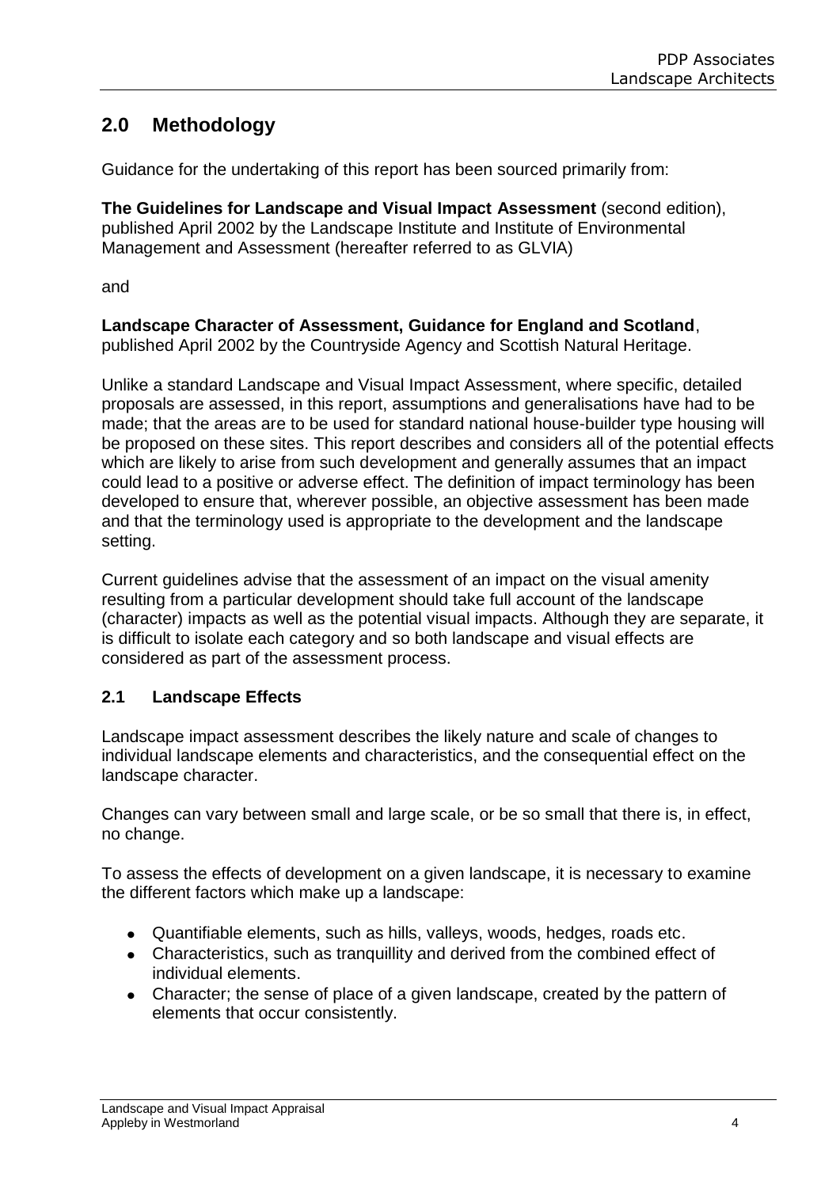## 2.0 Methodology

Guidance for the undertaking of this report has been sourced primarily from:

**The Guidelines for Landscape and Visual Impact Assessment** (second edition), published April 2002 by the Landscape Institute and Institute of Environmental Management and Assessment (hereafter referred to as GLVIA)

and

**Landscape Character of Assessment, Guidance for England and Scotland**, published April 2002 by the Countryside Agency and Scottish Natural Heritage.

Unlike a standard Landscape and Visual Impact Assessment, where specific, detailed proposals are assessed, in this report, assumptions and generalisations have had to be made; that the areas are to be used for standard national house-builder type housing will be proposed on these sites. This report describes and considers all of the potential effects which are likely to arise from such development and generally assumes that an impact could lead to a positive or adverse effect. The definition of impact terminology has been developed to ensure that, wherever possible, an objective assessment has been made and that the terminology used is appropriate to the development and the landscape setting.

Current guidelines advise that the assessment of an impact on the visual amenity resulting from a particular development should take full account of the landscape (character) impacts as well as the potential visual impacts. Although they are separate, it is difficult to isolate each category and so both landscape and visual effects are considered as part of the assessment process.

### 2.1 Landscape Effects

Landscape impact assessment describes the likely nature and scale of changes to individual landscape elements and characteristics, and the consequential effect on the landscape character.

Changes can vary between small and large scale, or be so small that there is, in effect, no change.

To assess the effects of development on a given landscape, it is necessary to examine the different factors which make up a landscape:

- Quantifiable elements, such as hills, valleys, woods, hedges, roads etc.
- Characteristics, such as tranquillity and derived from the combined effect of individual elements.
- Character; the sense of place of a given landscape, created by the pattern of elements that occur consistently.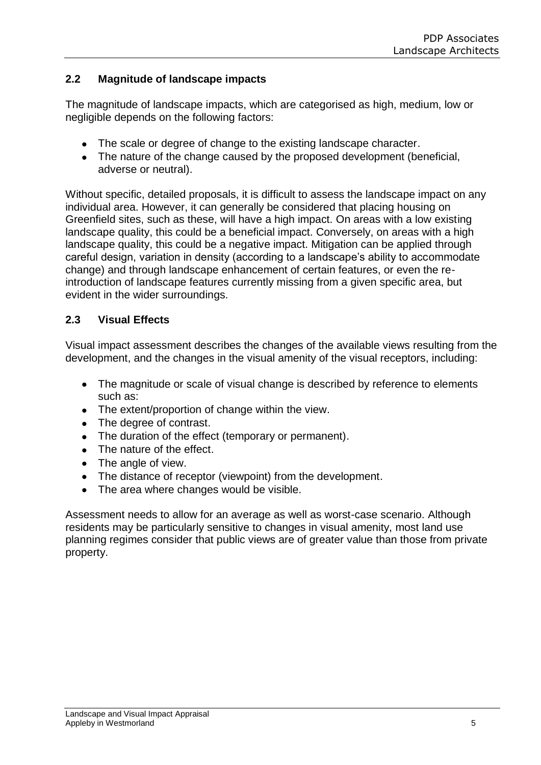## 2.2 Magnitude of landscape impacts

The magnitude of landscape impacts, which are categorised as high, medium, low or negligible depends on the following factors:

- The scale or degree of change to the existing landscape character.
- The nature of the change caused by the proposed development (beneficial, adverse or neutral).

Without specific, detailed proposals, it is difficult to assess the landscape impact on any individual area. However, it can generally be considered that placing housing on Greenfield sites, such as these, will have a high impact. On areas with a low existing landscape quality, this could be a beneficial impact. Conversely, on areas with a high landscape quality, this could be a negative impact. Mitigation can be applied through careful design, variation in density (according to a landscape's ability to accommodate change) and through landscape enhancement of certain features, or even the re-introduction of landscape features currently missing from a given specific area, but evident in the wider surroundings.

## 2.3 Visual Effects

Visual impact assessment describes the changes of the available views resulting from the development, and the changes in the visual amenity of the visual receptors, including:

- The magnitude or scale of visual change is described by reference to elements such as:
- The extent/proportion of change within the view.
- The degree of contrast.
- The duration of the effect (temporary or permanent).
- The nature of the effect.
- The angle of view.
- The distance of receptor (viewpoint) from the development.
- The area where changes would be visible.

Assessment needs to allow for an average as well as worst-case scenario. Although residents may be particularly sensitive to changes in visual amenity, most land use planning regimes consider that public views are of greater value than those from private property.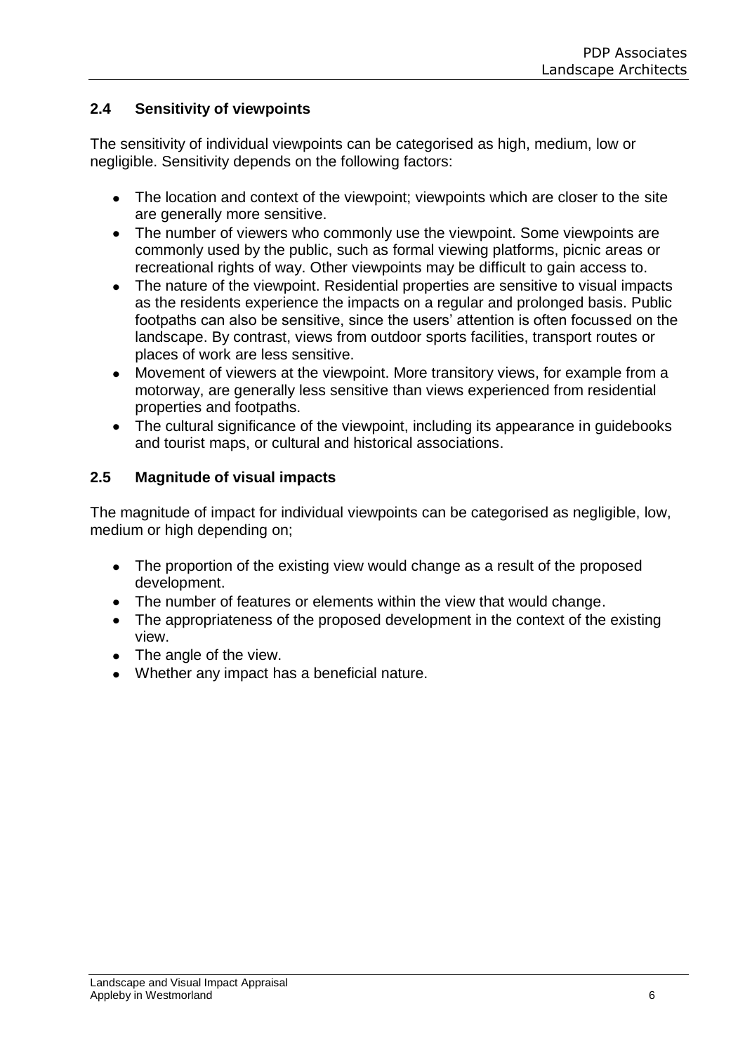## 2.4 Sensitivity of viewpoints

The sensitivity of individual viewpoints can be categorised as high, medium, low or negligible. Sensitivity depends on the following factors:

- The location and context of the viewpoint; viewpoints which are closer to the site are generally more sensitive.
- The number of viewers who commonly use the viewpoint. Some viewpoints are commonly used by the public, such as formal viewing platforms, picnic areas or recreational rights of way. Other viewpoints may be difficult to gain access to.
- The nature of the viewpoint. Residential properties are sensitive to visual impacts as the residents experience the impacts on a regular and prolonged basis. Public footpaths can also be sensitive, since the users' attention is often focussed on the landscape. By contrast, views from outdoor sports facilities, transport routes or places of work are less sensitive.
- Movement of viewers at the viewpoint. More transitory views, for example from a motorway, are generally less sensitive than views experienced from residential properties and footpaths.
- The cultural significance of the viewpoint, including its appearance in guidebooks and tourist maps, or cultural and historical associations.

## 2.5 Magnitude of visual impacts

The magnitude of impact for individual viewpoints can be categorised as negligible, low, medium or high depending on;

- The proportion of the existing view would change as a result of the proposed development.
- The number of features or elements within the view that would change.
- The appropriateness of the proposed development in the context of the existing view.
- The angle of the view.
- Whether any impact has a beneficial nature.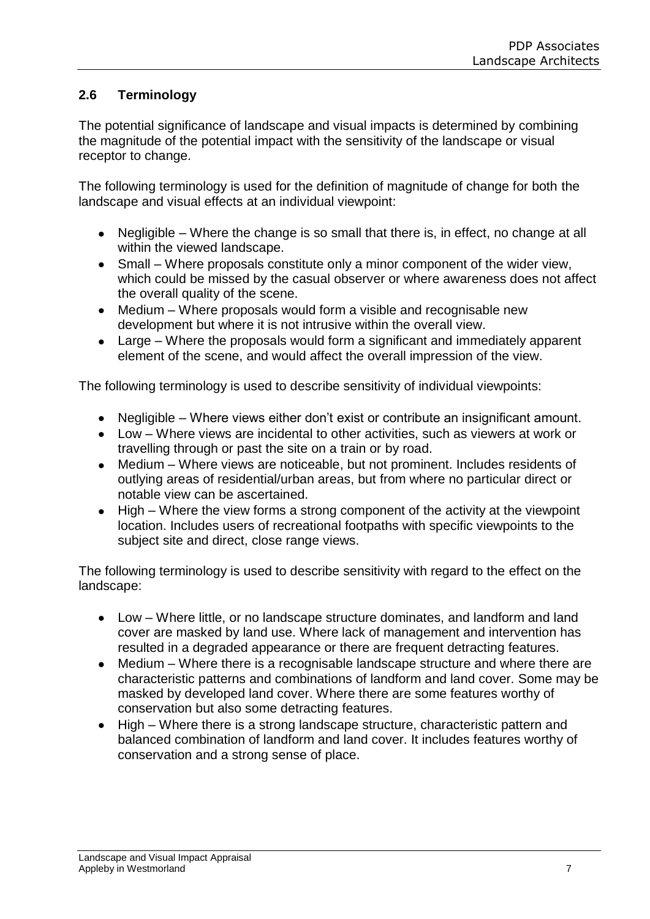## 2.6 Terminology

The potential significance of landscape and visual impacts is determined by combining the magnitude of the potential impact with the sensitivity of the landscape or visual receptor to change.

The following terminology is used for the definition of magnitude of change for both the landscape and visual effects at an individual viewpoint:

- Negligible – Where the change is so small that there is, in effect, no change at all within the viewed landscape.
- Small – Where proposals constitute only a minor component of the wider view, which could be missed by the casual observer or where awareness does not affect the overall quality of the scene.
- Medium – Where proposals would form a visible and recognisable new development but where it is not intrusive within the overall view.
- Large – Where the proposals would form a significant and immediately apparent element of the scene, and would affect the overall impression of the view.

The following terminology is used to describe sensitivity of individual viewpoints:

- Negligible – Where views either don't exist or contribute an insignificant amount.
- Low – Where views are incidental to other activities, such as viewers at work or travelling through or past the site on a train or by road.
- Medium – Where views are noticeable, but not prominent. Includes residents of outlying areas of residential/urban areas, but from where no particular direct or notable view can be ascertained.
- High – Where the view forms a strong component of the activity at the viewpoint location. Includes users of recreational footpaths with specific viewpoints to the subject site and direct, close range views.

The following terminology is used to describe sensitivity with regard to the effect on the landscape:

- Low – Where little, or no landscape structure dominates, and landform and land cover are masked by land use. Where lack of management and intervention has resulted in a degraded appearance or there are frequent detracting features.
- Medium – Where there is a recognisable landscape structure and where there are characteristic patterns and combinations of landform and land cover. Some may be masked by developed land cover. Where there are some features worthy of conservation but also some detracting features.
- High – Where there is a strong landscape structure, characteristic pattern and balanced combination of landform and land cover. It includes features worthy of conservation and a strong sense of place.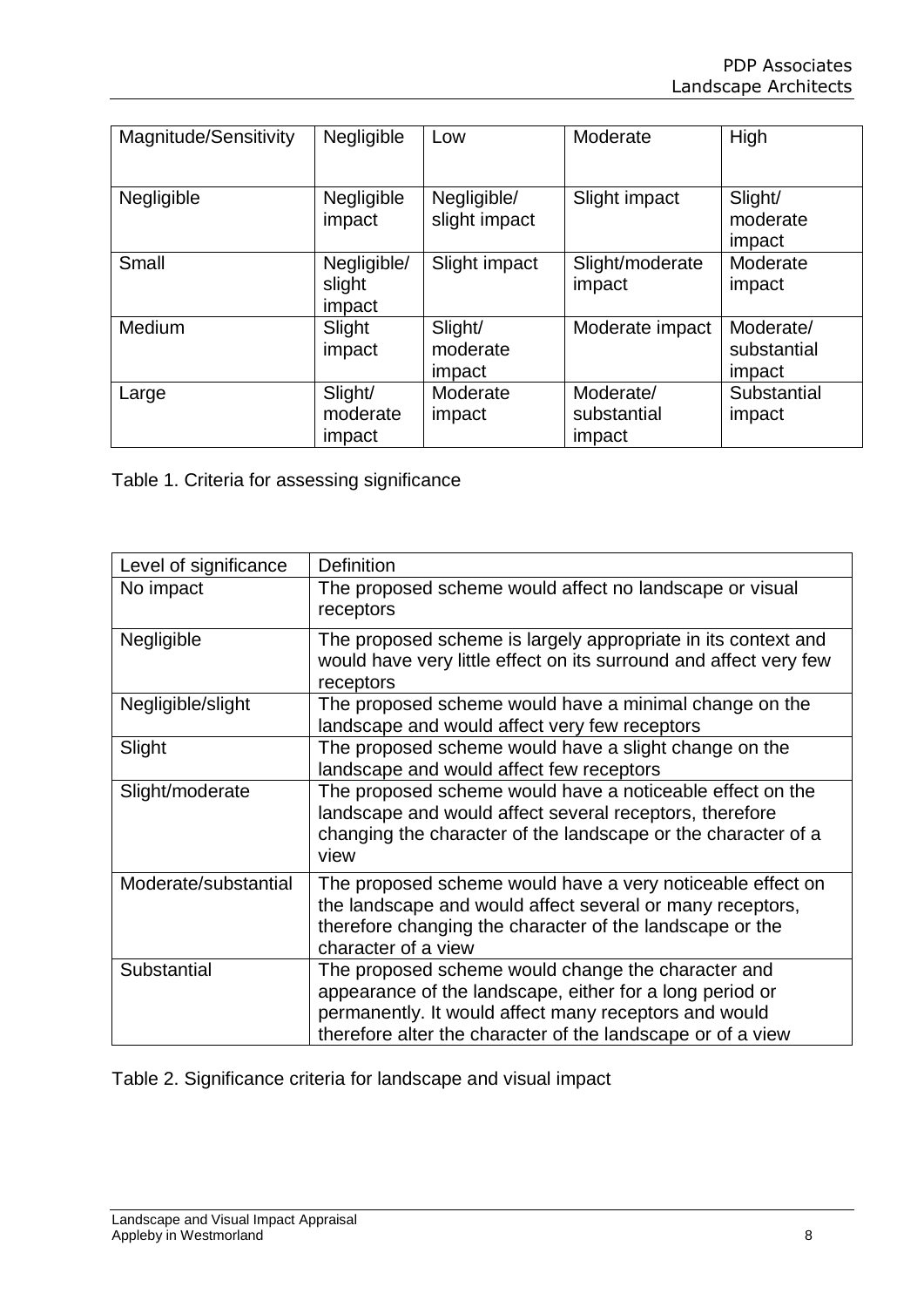| Magnitude/Sensitivity | Negligible | Low | Moderate | High |
|---|---|---|---|---|
| Negligible | Negligible impact | Negligible/ slight impact | Slight impact | Slight/ moderate impact |
| Small | Negligible/ slight impact | Slight impact | Slight/moderate impact | Moderate impact |
| Medium | Slight impact | Slight/ moderate impact | Moderate impact | Moderate/ substantial impact |
| Large | Slight/ moderate impact | Moderate impact | Moderate/ substantial impact | Substantial impact |

Table 1. Criteria for assessing significance

| Level of significance | Definition |
|---|---|
| No impact | The proposed scheme would affect no landscape or visual receptors |
| Negligible | The proposed scheme is largely appropriate in its context and would have very little effect on its surround and affect very few receptors |
| Negligible/slight | The proposed scheme would have a minimal change on the landscape and would affect very few receptors |
| Slight | The proposed scheme would have a slight change on the landscape and would affect few receptors |
| Slight/moderate | The proposed scheme would have a noticeable effect on the landscape and would affect several receptors, therefore changing the character of the landscape or the character of a view |
| Moderate/substantial | The proposed scheme would have a very noticeable effect on the landscape and would affect several or many receptors, therefore changing the character of the landscape or the character of a view |
| Substantial | The proposed scheme would change the character and appearance of the landscape, either for a long period or permanently. It would affect many receptors and would therefore alter the character of the landscape or of a view |

Table 2. Significance criteria for landscape and visual impact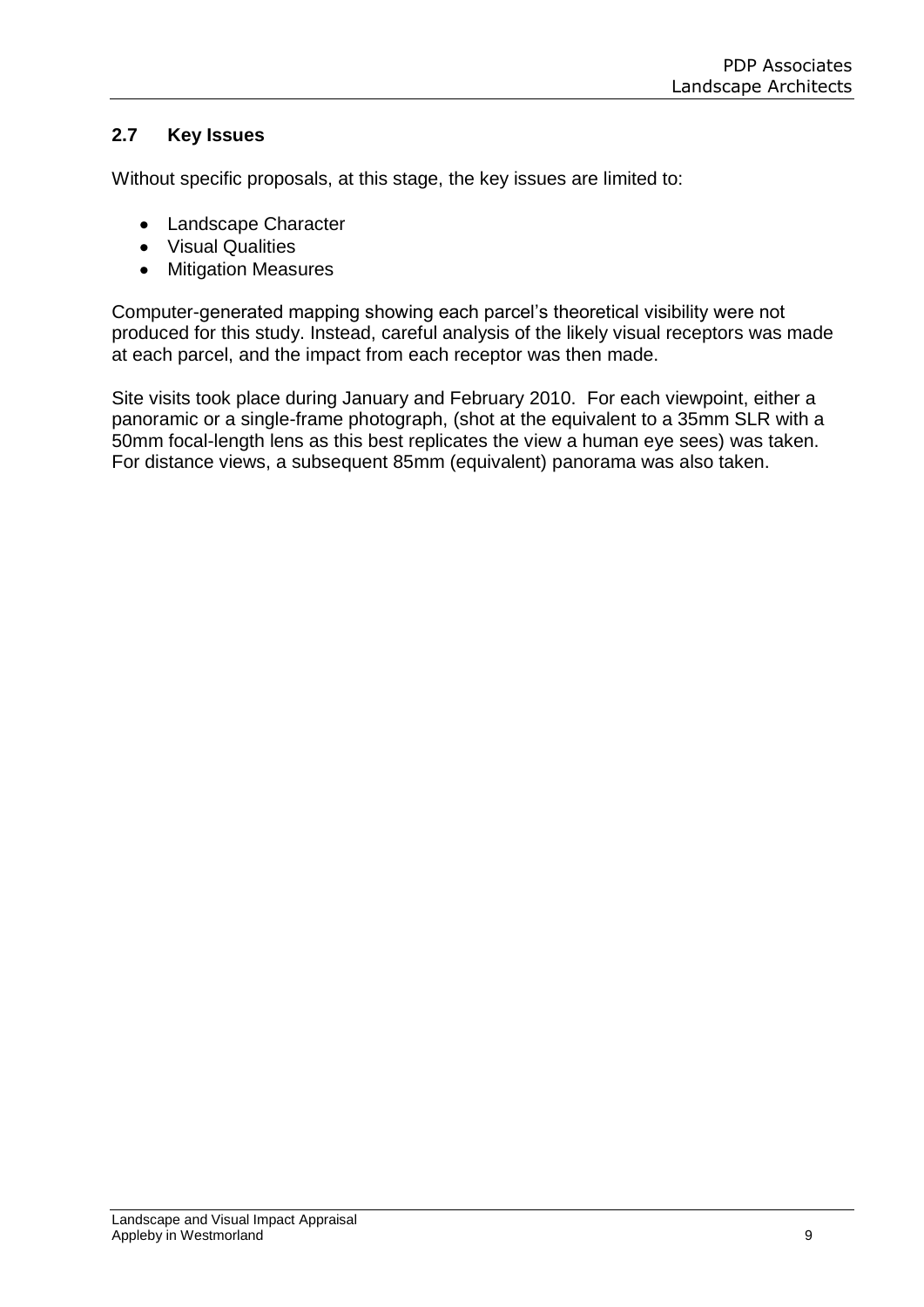## 2.7 Key Issues

Without specific proposals, at this stage, the key issues are limited to:

- Landscape Character
- Visual Qualities
- Mitigation Measures

Computer-generated mapping showing each parcel's theoretical visibility were not produced for this study. Instead, careful analysis of the likely visual receptors was made at each parcel, and the impact from each receptor was then made.

Site visits took place during January and February 2010. For each viewpoint, either a panoramic or a single-frame photograph, (shot at the equivalent to a 35mm SLR with a 50mm focal-length lens as this best replicates the view a human eye sees) was taken. For distance views, a subsequent 85mm (equivalent) panorama was also taken.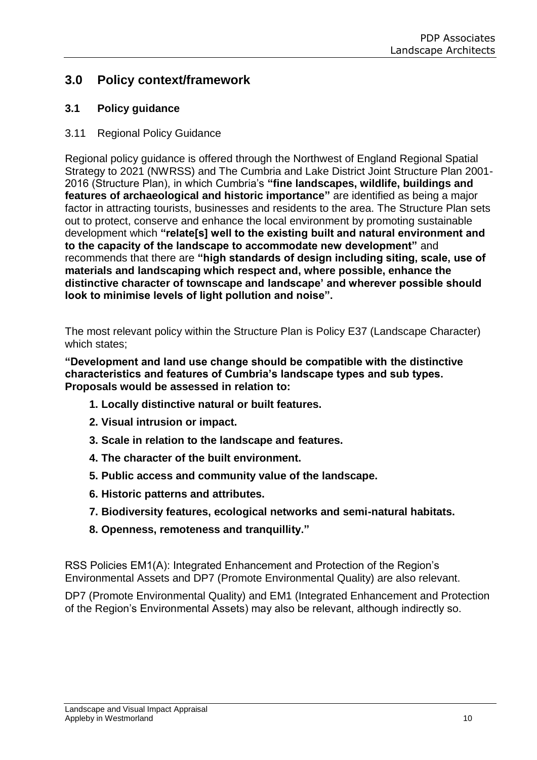## 3.0 Policy context/framework

### 3.1 Policy guidance

3.11 Regional Policy Guidance

Regional policy guidance is offered through the Northwest of England Regional Spatial Strategy to 2021 (NWRSS) and The Cumbria and Lake District Joint Structure Plan 2001-2016 (Structure Plan), in which Cumbria's **"fine landscapes, wildlife, buildings and features of archaeological and historic importance"** are identified as being a major factor in attracting tourists, businesses and residents to the area. The Structure Plan sets out to protect, conserve and enhance the local environment by promoting sustainable development which **"relate[s] well to the existing built and natural environment and to the capacity of the landscape to accommodate new development"** and recommends that there are **"high standards of design including siting, scale, use of materials and landscaping which respect and, where possible, enhance the distinctive character of townscape and landscape' and wherever possible should look to minimise levels of light pollution and noise".**

The most relevant policy within the Structure Plan is Policy E37 (Landscape Character) which states;

**"Development and land use change should be compatible with the distinctive characteristics and features of Cumbria's landscape types and sub types. Proposals would be assessed in relation to:**

1. **Locally distinctive natural or built features.**
2. **Visual intrusion or impact.**
3. **Scale in relation to the landscape and features.**
4. **The character of the built environment.**
5. **Public access and community value of the landscape.**
6. **Historic patterns and attributes.**
7. **Biodiversity features, ecological networks and semi-natural habitats.**
8. **Openness, remoteness and tranquillity."**

RSS Policies EM1(A): Integrated Enhancement and Protection of the Region's Environmental Assets and DP7 (Promote Environmental Quality) are also relevant.

DP7 (Promote Environmental Quality) and EM1 (Integrated Enhancement and Protection of the Region's Environmental Assets) may also be relevant, although indirectly so.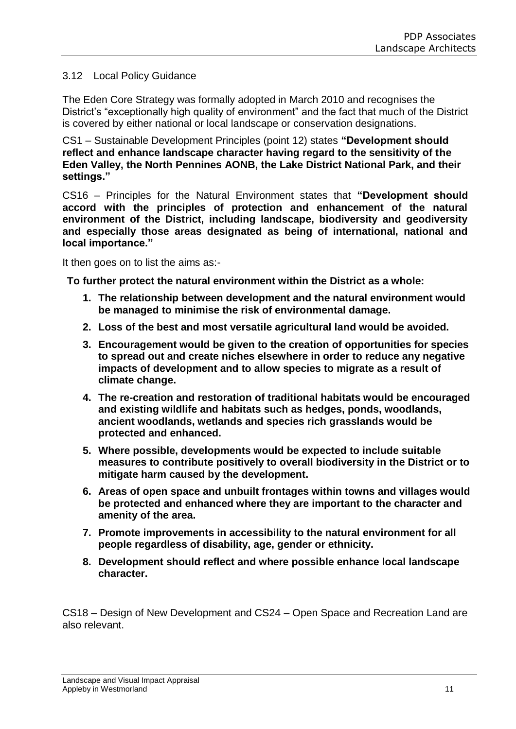## 3.12 Local Policy Guidance

The Eden Core Strategy was formally adopted in March 2010 and recognises the District's "exceptionally high quality of environment" and the fact that much of the District is covered by either national or local landscape or conservation designations.

CS1 – Sustainable Development Principles (point 12) states **"Development should reflect and enhance landscape character having regard to the sensitivity of the Eden Valley, the North Pennines AONB, the Lake District National Park, and their settings."**

CS16 – Principles for the Natural Environment states that **"Development should accord with the principles of protection and enhancement of the natural environment of the District, including landscape, biodiversity and geodiversity and especially those areas designated as being of international, national and local importance."**

It then goes on to list the aims as:-

**To further protect the natural environment within the District as a whole:**

1. **The relationship between development and the natural environment would be managed to minimise the risk of environmental damage.**
2. **Loss of the best and most versatile agricultural land would be avoided.**
3. **Encouragement would be given to the creation of opportunities for species to spread out and create niches elsewhere in order to reduce any negative impacts of development and to allow species to migrate as a result of climate change.**
4. **The re-creation and restoration of traditional habitats would be encouraged and existing wildlife and habitats such as hedges, ponds, woodlands, ancient woodlands, wetlands and species rich grasslands would be protected and enhanced.**
5. **Where possible, developments would be expected to include suitable measures to contribute positively to overall biodiversity in the District or to mitigate harm caused by the development.**
6. **Areas of open space and unbuilt frontages within towns and villages would be protected and enhanced where they are important to the character and amenity of the area.**
7. **Promote improvements in accessibility to the natural environment for all people regardless of disability, age, gender or ethnicity.**
8. **Development should reflect and where possible enhance local landscape character.**

CS18 – Design of New Development and CS24 – Open Space and Recreation Land are also relevant.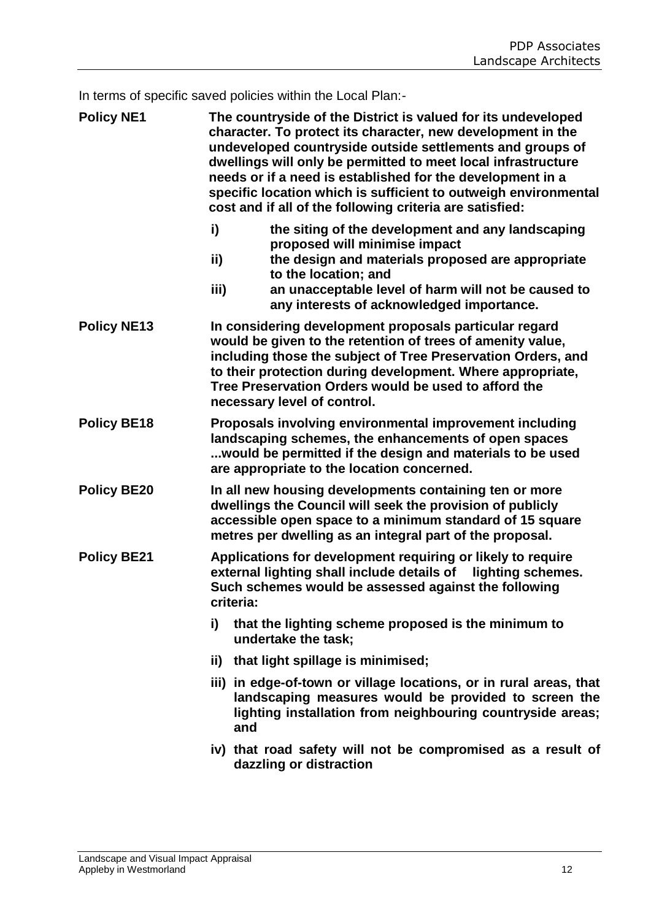In terms of specific saved policies within the Local Plan:-

**Policy NE1** **The countryside of the District is valued for its undeveloped character. To protect its character, new development in the undeveloped countryside outside settlements and groups of dwellings will only be permitted to meet local infrastructure needs or if a need is established for the development in a specific location which is sufficient to outweigh environmental cost and if all of the following criteria are satisfied:**

- **i) the siting of the development and any landscaping proposed will minimise impact**
- **ii) the design and materials proposed are appropriate to the location; and**
- **iii) an unacceptable level of harm will not be caused to any interests of acknowledged importance.**

**Policy NE13** **In considering development proposals particular regard would be given to the retention of trees of amenity value, including those the subject of Tree Preservation Orders, and to their protection during development. Where appropriate, Tree Preservation Orders would be used to afford the necessary level of control.**

**Policy BE18** **Proposals involving environmental improvement including landscaping schemes, the enhancements of open spaces ...would be permitted if the design and materials to be used are appropriate to the location concerned.**

**Policy BE20** **In all new housing developments containing ten or more dwellings the Council will seek the provision of publicly accessible open space to a minimum standard of 15 square metres per dwelling as an integral part of the proposal.**

**Policy BE21** **Applications for development requiring or likely to require external lighting shall include details of lighting schemes. Such schemes would be assessed against the following criteria:**

- **i) that the lighting scheme proposed is the minimum to undertake the task;**
- **ii) that light spillage is minimised;**
- **iii) in edge-of-town or village locations, or in rural areas, that landscaping measures would be provided to screen the lighting installation from neighbouring countryside areas; and**
- **iv) that road safety will not be compromised as a result of dazzling or distraction**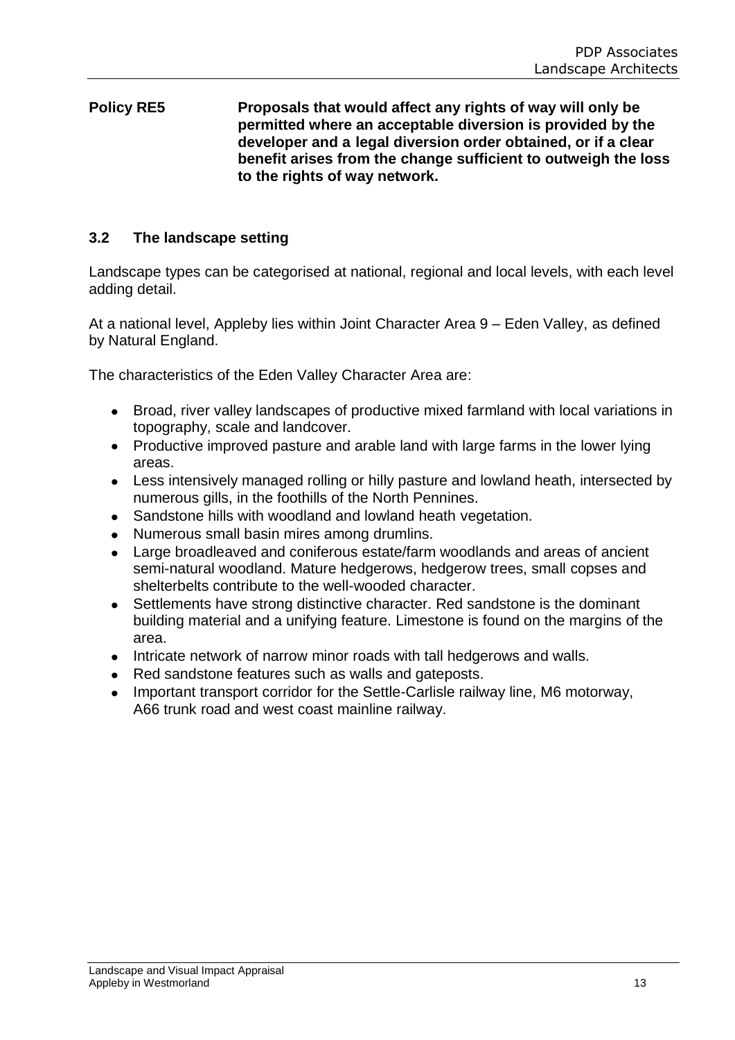**Policy RE5** **Proposals that would affect any rights of way will only be permitted where an acceptable diversion is provided by the developer and a legal diversion order obtained, or if a clear benefit arises from the change sufficient to outweigh the loss to the rights of way network.**

## 3.2 The landscape setting

Landscape types can be categorised at national, regional and local levels, with each level adding detail.

At a national level, Appleby lies within Joint Character Area 9 – Eden Valley, as defined by Natural England.

The characteristics of the Eden Valley Character Area are:

- Broad, river valley landscapes of productive mixed farmland with local variations in topography, scale and landcover.
- Productive improved pasture and arable land with large farms in the lower lying areas.
- Less intensively managed rolling or hilly pasture and lowland heath, intersected by numerous gills, in the foothills of the North Pennines.
- Sandstone hills with woodland and lowland heath vegetation.
- Numerous small basin mires among drumlins.
- Large broadleaved and coniferous estate/farm woodlands and areas of ancient semi-natural woodland. Mature hedgerows, hedgerow trees, small copses and shelterbelts contribute to the well-wooded character.
- Settlements have strong distinctive character. Red sandstone is the dominant building material and a unifying feature. Limestone is found on the margins of the area.
- Intricate network of narrow minor roads with tall hedgerows and walls.
- Red sandstone features such as walls and gateposts.
- Important transport corridor for the Settle-Carlisle railway line, M6 motorway, A66 trunk road and west coast mainline railway.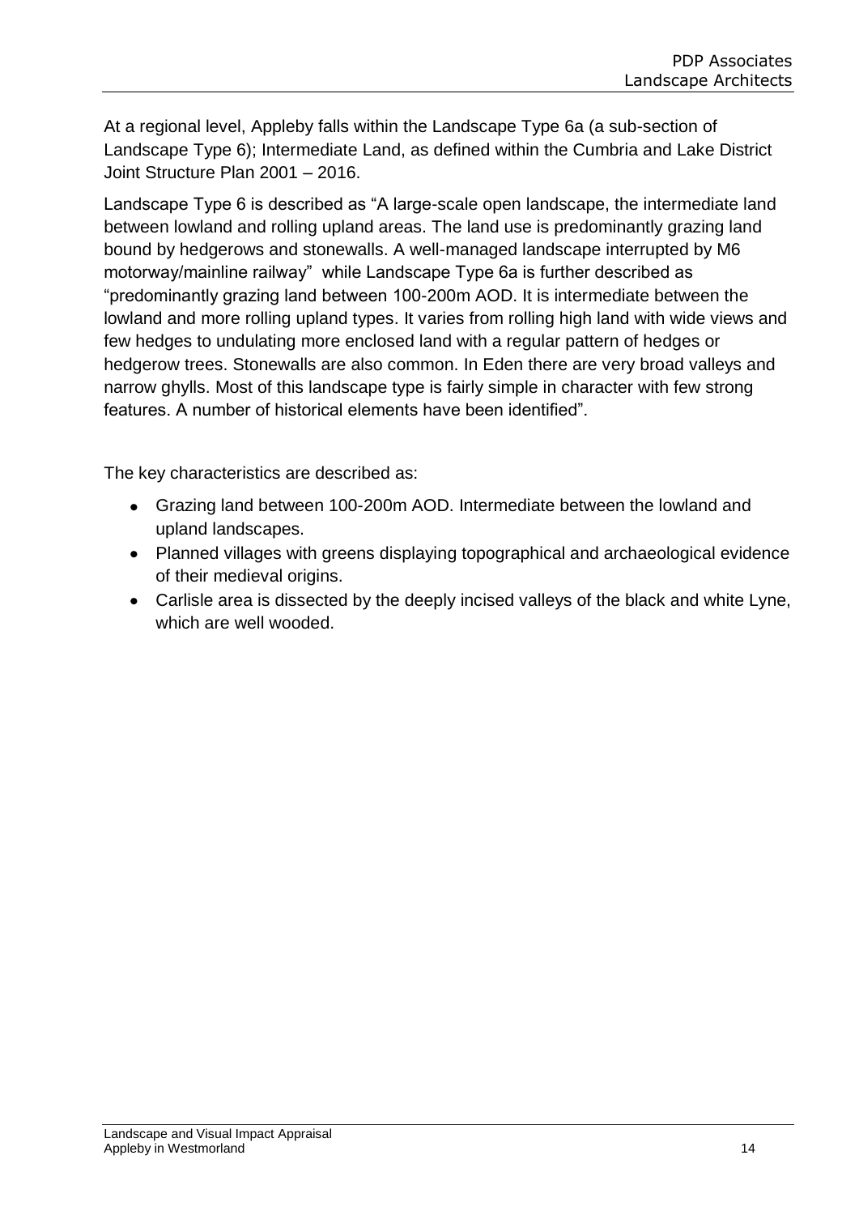At a regional level, Appleby falls within the Landscape Type 6a (a sub-section of Landscape Type 6); Intermediate Land, as defined within the Cumbria and Lake District Joint Structure Plan 2001 – 2016.

Landscape Type 6 is described as "A large-scale open landscape, the intermediate land between lowland and rolling upland areas. The land use is predominantly grazing land bound by hedgerows and stonewalls. A well-managed landscape interrupted by M6 motorway/mainline railway" while Landscape Type 6a is further described as "predominantly grazing land between 100-200m AOD. It is intermediate between the lowland and more rolling upland types. It varies from rolling high land with wide views and few hedges to undulating more enclosed land with a regular pattern of hedges or hedgerow trees. Stonewalls are also common. In Eden there are very broad valleys and narrow ghylls. Most of this landscape type is fairly simple in character with few strong features. A number of historical elements have been identified".

The key characteristics are described as:

- Grazing land between 100-200m AOD. Intermediate between the lowland and upland landscapes.
- Planned villages with greens displaying topographical and archaeological evidence of their medieval origins.
- Carlisle area is dissected by the deeply incised valleys of the black and white Lyne, which are well wooded.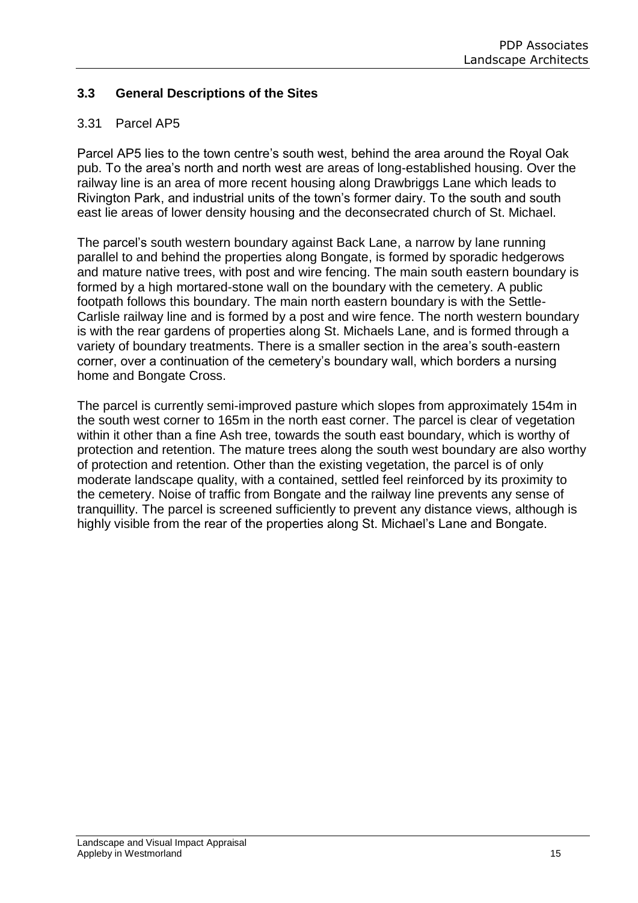## 3.3 General Descriptions of the Sites

### 3.31 Parcel AP5

Parcel AP5 lies to the town centre's south west, behind the area around the Royal Oak pub. To the area's north and north west are areas of long-established housing. Over the railway line is an area of more recent housing along Drawbriggs Lane which leads to Rivington Park, and industrial units of the town's former dairy. To the south and south east lie areas of lower density housing and the deconsecrated church of St. Michael.

The parcel's south western boundary against Back Lane, a narrow by lane running parallel to and behind the properties along Bongate, is formed by sporadic hedgerows and mature native trees, with post and wire fencing. The main south eastern boundary is formed by a high mortared-stone wall on the boundary with the cemetery. A public footpath follows this boundary. The main north eastern boundary is with the Settle-Carlisle railway line and is formed by a post and wire fence. The north western boundary is with the rear gardens of properties along St. Michaels Lane, and is formed through a variety of boundary treatments. There is a smaller section in the area's south-eastern corner, over a continuation of the cemetery's boundary wall, which borders a nursing home and Bongate Cross.

The parcel is currently semi-improved pasture which slopes from approximately 154m in the south west corner to 165m in the north east corner. The parcel is clear of vegetation within it other than a fine Ash tree, towards the south east boundary, which is worthy of protection and retention. The mature trees along the south west boundary are also worthy of protection and retention. Other than the existing vegetation, the parcel is of only moderate landscape quality, with a contained, settled feel reinforced by its proximity to the cemetery. Noise of traffic from Bongate and the railway line prevents any sense of tranquillity. The parcel is screened sufficiently to prevent any distance views, although is highly visible from the rear of the properties along St. Michael's Lane and Bongate.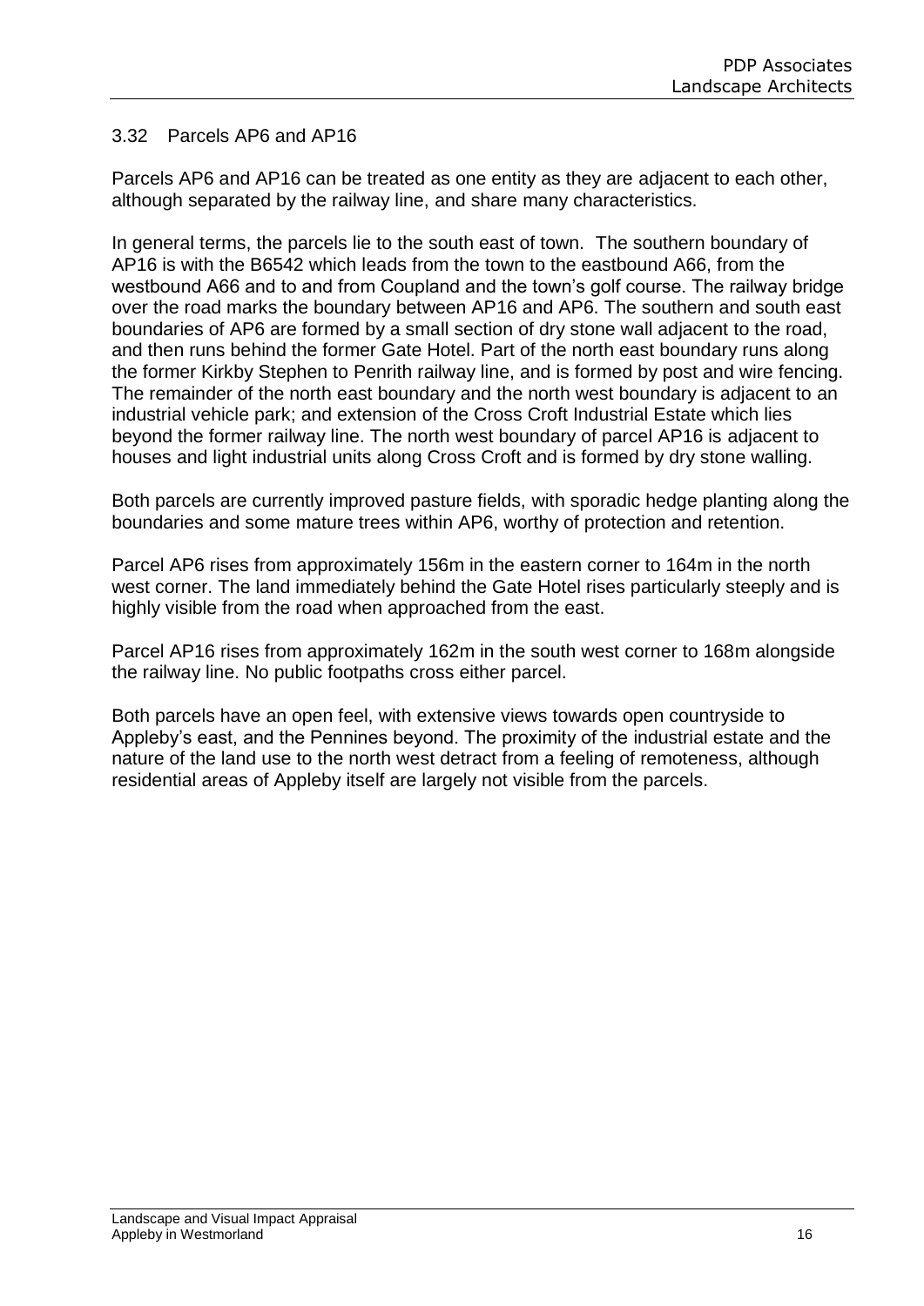## 3.32 Parcels AP6 and AP16

Parcels AP6 and AP16 can be treated as one entity as they are adjacent to each other, although separated by the railway line, and share many characteristics.

In general terms, the parcels lie to the south east of town. The southern boundary of AP16 is with the B6542 which leads from the town to the eastbound A66, from the westbound A66 and to and from Coupland and the town's golf course. The railway bridge over the road marks the boundary between AP16 and AP6. The southern and south east boundaries of AP6 are formed by a small section of dry stone wall adjacent to the road, and then runs behind the former Gate Hotel. Part of the north east boundary runs along the former Kirkby Stephen to Penrith railway line, and is formed by post and wire fencing. The remainder of the north east boundary and the north west boundary is adjacent to an industrial vehicle park; and extension of the Cross Croft Industrial Estate which lies beyond the former railway line. The north west boundary of parcel AP16 is adjacent to houses and light industrial units along Cross Croft and is formed by dry stone walling.

Both parcels are currently improved pasture fields, with sporadic hedge planting along the boundaries and some mature trees within AP6, worthy of protection and retention.

Parcel AP6 rises from approximately 156m in the eastern corner to 164m in the north west corner. The land immediately behind the Gate Hotel rises particularly steeply and is highly visible from the road when approached from the east.

Parcel AP16 rises from approximately 162m in the south west corner to 168m alongside the railway line. No public footpaths cross either parcel.

Both parcels have an open feel, with extensive views towards open countryside to Appleby's east, and the Pennines beyond. The proximity of the industrial estate and the nature of the land use to the north west detract from a feeling of remoteness, although residential areas of Appleby itself are largely not visible from the parcels.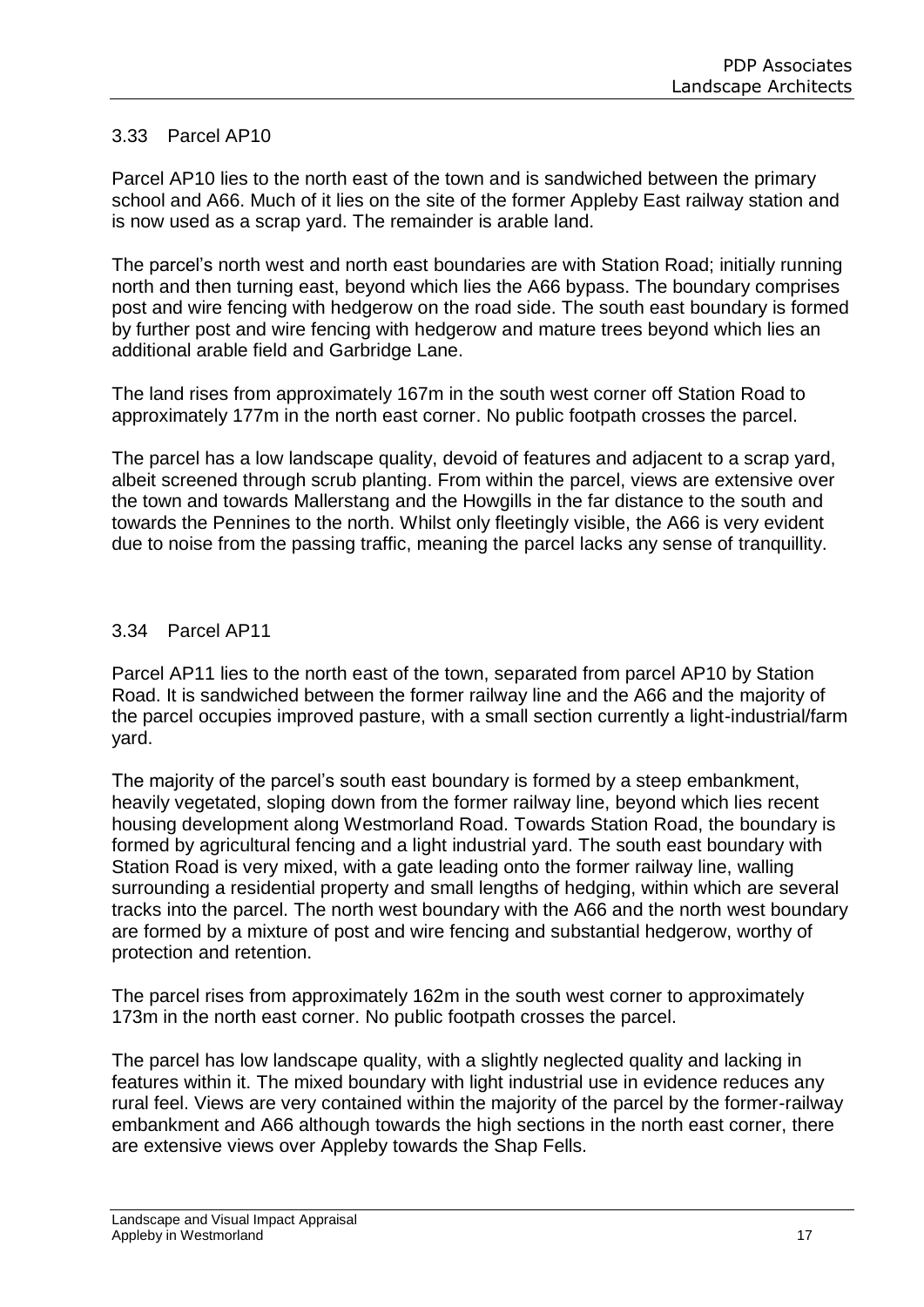## 3.33 Parcel AP10

Parcel AP10 lies to the north east of the town and is sandwiched between the primary school and A66. Much of it lies on the site of the former Appleby East railway station and is now used as a scrap yard. The remainder is arable land.

The parcel's north west and north east boundaries are with Station Road; initially running north and then turning east, beyond which lies the A66 bypass. The boundary comprises post and wire fencing with hedgerow on the road side. The south east boundary is formed by further post and wire fencing with hedgerow and mature trees beyond which lies an additional arable field and Garbridge Lane.

The land rises from approximately 167m in the south west corner off Station Road to approximately 177m in the north east corner. No public footpath crosses the parcel.

The parcel has a low landscape quality, devoid of features and adjacent to a scrap yard, albeit screened through scrub planting. From within the parcel, views are extensive over the town and towards Mallerstang and the Howgills in the far distance to the south and towards the Pennines to the north. Whilst only fleetingly visible, the A66 is very evident due to noise from the passing traffic, meaning the parcel lacks any sense of tranquillity.

## 3.34 Parcel AP11

Parcel AP11 lies to the north east of the town, separated from parcel AP10 by Station Road. It is sandwiched between the former railway line and the A66 and the majority of the parcel occupies improved pasture, with a small section currently a light-industrial/farm yard.

The majority of the parcel's south east boundary is formed by a steep embankment, heavily vegetated, sloping down from the former railway line, beyond which lies recent housing development along Westmorland Road. Towards Station Road, the boundary is formed by agricultural fencing and a light industrial yard. The south east boundary with Station Road is very mixed, with a gate leading onto the former railway line, walling surrounding a residential property and small lengths of hedging, within which are several tracks into the parcel. The north west boundary with the A66 and the north west boundary are formed by a mixture of post and wire fencing and substantial hedgerow, worthy of protection and retention.

The parcel rises from approximately 162m in the south west corner to approximately 173m in the north east corner. No public footpath crosses the parcel.

The parcel has low landscape quality, with a slightly neglected quality and lacking in features within it. The mixed boundary with light industrial use in evidence reduces any rural feel. Views are very contained within the majority of the parcel by the former-railway embankment and A66 although towards the high sections in the north east corner, there are extensive views over Appleby towards the Shap Fells.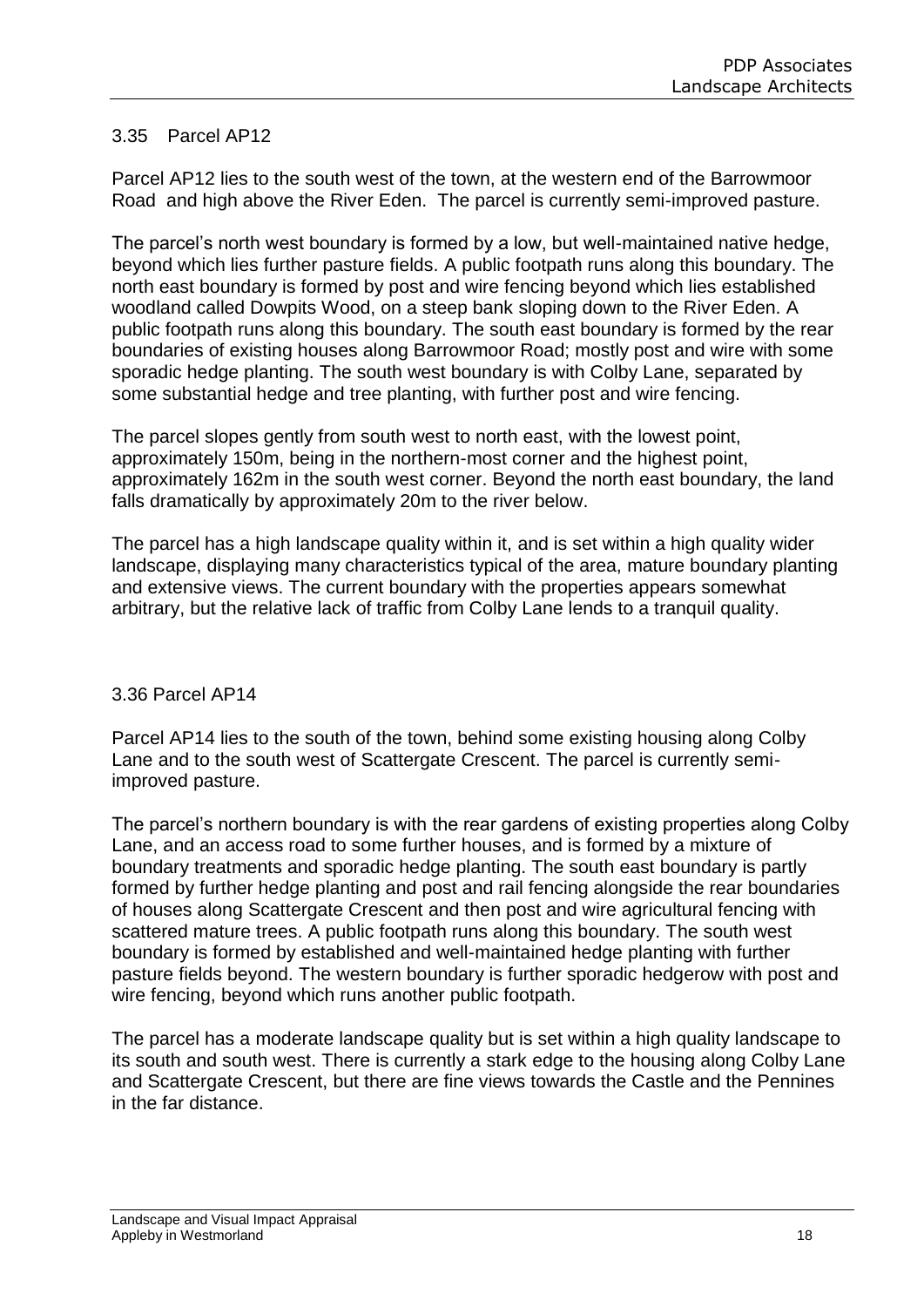## 3.35 Parcel AP12

Parcel AP12 lies to the south west of the town, at the western end of the Barrowmoor Road and high above the River Eden. The parcel is currently semi-improved pasture.

The parcel's north west boundary is formed by a low, but well-maintained native hedge, beyond which lies further pasture fields. A public footpath runs along this boundary. The north east boundary is formed by post and wire fencing beyond which lies established woodland called Dowpits Wood, on a steep bank sloping down to the River Eden. A public footpath runs along this boundary. The south east boundary is formed by the rear boundaries of existing houses along Barrowmoor Road; mostly post and wire with some sporadic hedge planting. The south west boundary is with Colby Lane, separated by some substantial hedge and tree planting, with further post and wire fencing.

The parcel slopes gently from south west to north east, with the lowest point, approximately 150m, being in the northern-most corner and the highest point, approximately 162m in the south west corner. Beyond the north east boundary, the land falls dramatically by approximately 20m to the river below.

The parcel has a high landscape quality within it, and is set within a high quality wider landscape, displaying many characteristics typical of the area, mature boundary planting and extensive views. The current boundary with the properties appears somewhat arbitrary, but the relative lack of traffic from Colby Lane lends to a tranquil quality.

## 3.36 Parcel AP14

Parcel AP14 lies to the south of the town, behind some existing housing along Colby Lane and to the south west of Scattergate Crescent. The parcel is currently semi-improved pasture.

The parcel's northern boundary is with the rear gardens of existing properties along Colby Lane, and an access road to some further houses, and is formed by a mixture of boundary treatments and sporadic hedge planting. The south east boundary is partly formed by further hedge planting and post and rail fencing alongside the rear boundaries of houses along Scattergate Crescent and then post and wire agricultural fencing with scattered mature trees. A public footpath runs along this boundary. The south west boundary is formed by established and well-maintained hedge planting with further pasture fields beyond. The western boundary is further sporadic hedgerow with post and wire fencing, beyond which runs another public footpath.

The parcel has a moderate landscape quality but is set within a high quality landscape to its south and south west. There is currently a stark edge to the housing along Colby Lane and Scattergate Crescent, but there are fine views towards the Castle and the Pennines in the far distance.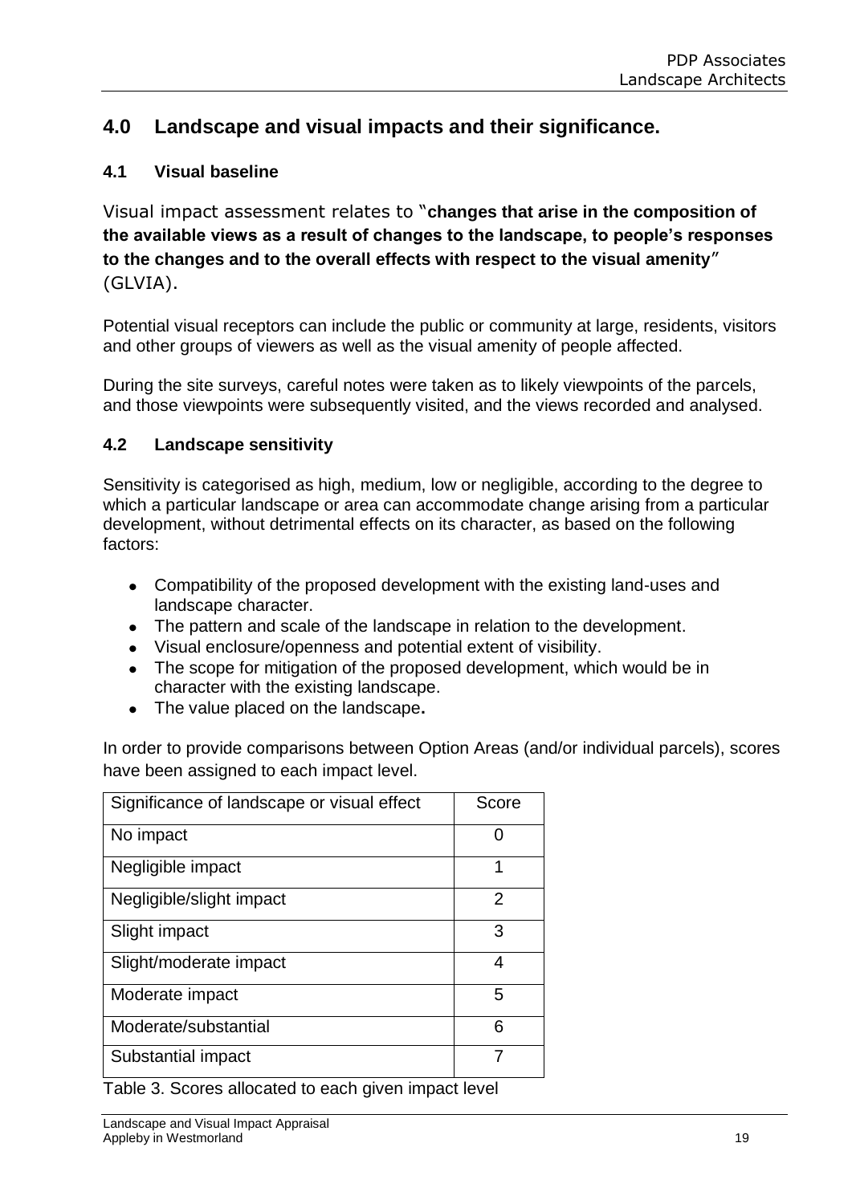## 4.0 Landscape and visual impacts and their significance.

### 4.1 Visual baseline

Visual impact assessment relates to "**changes that arise in the composition of the available views as a result of changes to the landscape, to people's responses to the changes and to the overall effects with respect to the visual amenity**" (GLVIA).

Potential visual receptors can include the public or community at large, residents, visitors and other groups of viewers as well as the visual amenity of people affected.

During the site surveys, careful notes were taken as to likely viewpoints of the parcels, and those viewpoints were subsequently visited, and the views recorded and analysed.

### 4.2 Landscape sensitivity

Sensitivity is categorised as high, medium, low or negligible, according to the degree to which a particular landscape or area can accommodate change arising from a particular development, without detrimental effects on its character, as based on the following factors:

- Compatibility of the proposed development with the existing land-uses and landscape character.
- The pattern and scale of the landscape in relation to the development.
- Visual enclosure/openness and potential extent of visibility.
- The scope for mitigation of the proposed development, which would be in character with the existing landscape.
- The value placed on the landscape**.**

In order to provide comparisons between Option Areas (and/or individual parcels), scores have been assigned to each impact level.

| Significance of landscape or visual effect | Score |
|---|---|
| No impact | 0 |
| Negligible impact | 1 |
| Negligible/slight impact | 2 |
| Slight impact | 3 |
| Slight/moderate impact | 4 |
| Moderate impact | 5 |
| Moderate/substantial | 6 |
| Substantial impact | 7 |

Table 3. Scores allocated to each given impact level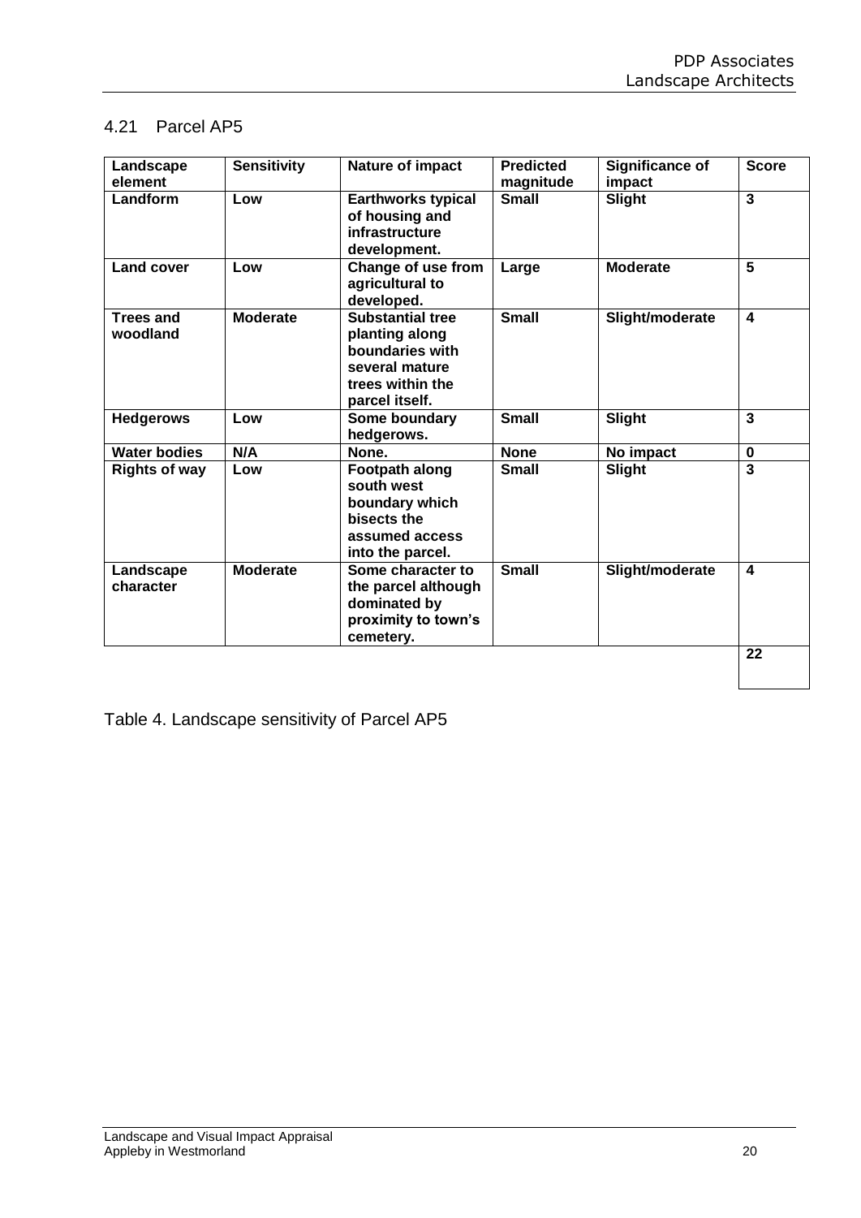## 4.21 Parcel AP5

| Landscape element | Sensitivity | Nature of impact | Predicted magnitude | Significance of impact | Score |
|---|---|---|---|---|---|
| **Landform** | **Low** | **Earthworks typical of housing and infrastructure development.** | **Small** | **Slight** | **3** |
| **Land cover** | **Low** | **Change of use from agricultural to developed.** | **Large** | **Moderate** | **5** |
| **Trees and woodland** | **Moderate** | **Substantial tree planting along boundaries with several mature trees within the parcel itself.** | **Small** | **Slight/moderate** | **4** |
| **Hedgerows** | **Low** | **Some boundary hedgerows.** | **Small** | **Slight** | **3** |
| **Water bodies** | **N/A** | **None.** | **None** | **No impact** | **0** |
| **Rights of way** | **Low** | **Footpath along south west boundary which bisects the assumed access into the parcel.** | **Small** | **Slight** | **3** |
| **Landscape character** | **Moderate** | **Some character to the parcel although dominated by proximity to town's cemetery.** | **Small** | **Slight/moderate** | **4** |
| | | | | | **22** |

Table 4. Landscape sensitivity of Parcel AP5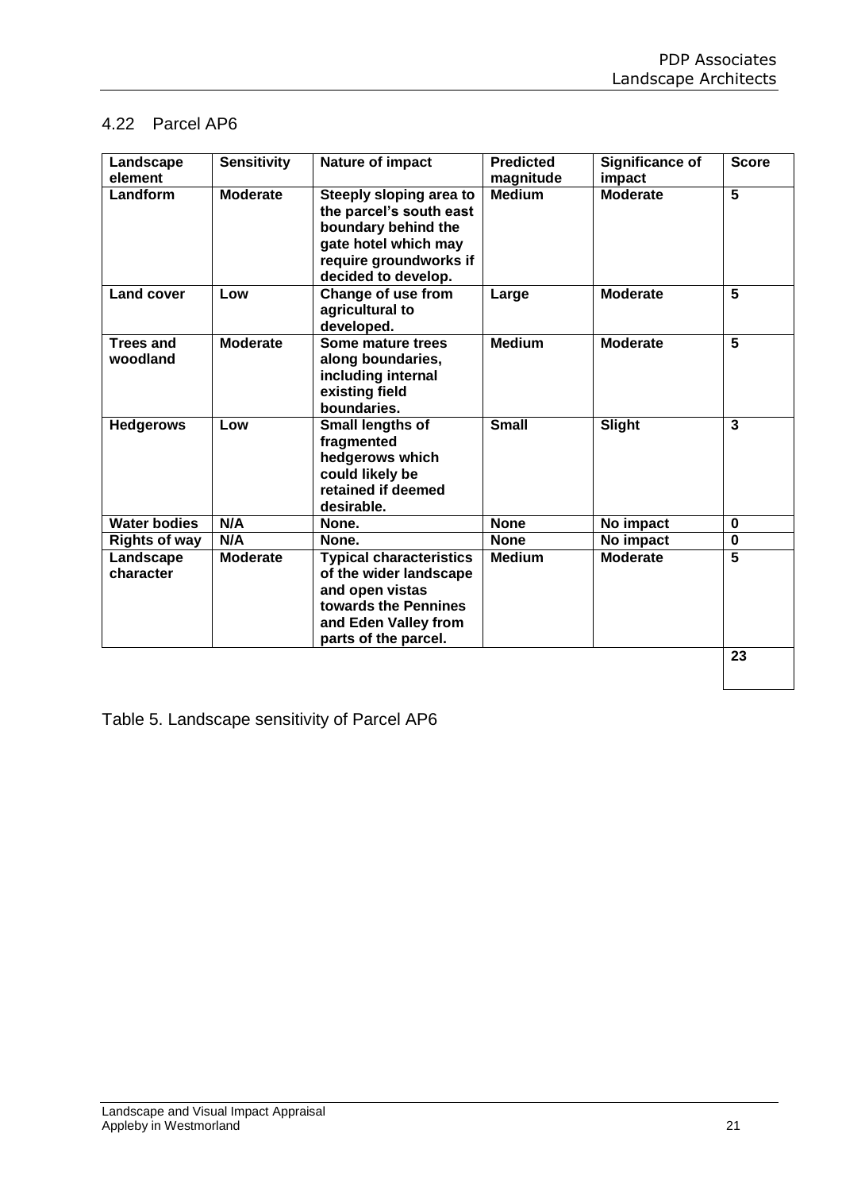## 4.22 Parcel AP6

| Landscape element | Sensitivity | Nature of impact | Predicted magnitude | Significance of impact | Score |
|---|---|---|---|---|---|
| **Landform** | **Moderate** | **Steeply sloping area to the parcel's south east boundary behind the gate hotel which may require groundworks if decided to develop.** | **Medium** | **Moderate** | **5** |
| **Land cover** | **Low** | **Change of use from agricultural to developed.** | **Large** | **Moderate** | **5** |
| **Trees and woodland** | **Moderate** | **Some mature trees along boundaries, including internal existing field boundaries.** | **Medium** | **Moderate** | **5** |
| **Hedgerows** | **Low** | **Small lengths of fragmented hedgerows which could likely be retained if deemed desirable.** | **Small** | **Slight** | **3** |
| **Water bodies** | **N/A** | **None.** | **None** | **No impact** | **0** |
| **Rights of way** | **N/A** | **None.** | **None** | **No impact** | **0** |
| **Landscape character** | **Moderate** | **Typical characteristics of the wider landscape and open vistas towards the Pennines and Eden Valley from parts of the parcel.** | **Medium** | **Moderate** | **5** |
| | | | | | **23** |

Table 5. Landscape sensitivity of Parcel AP6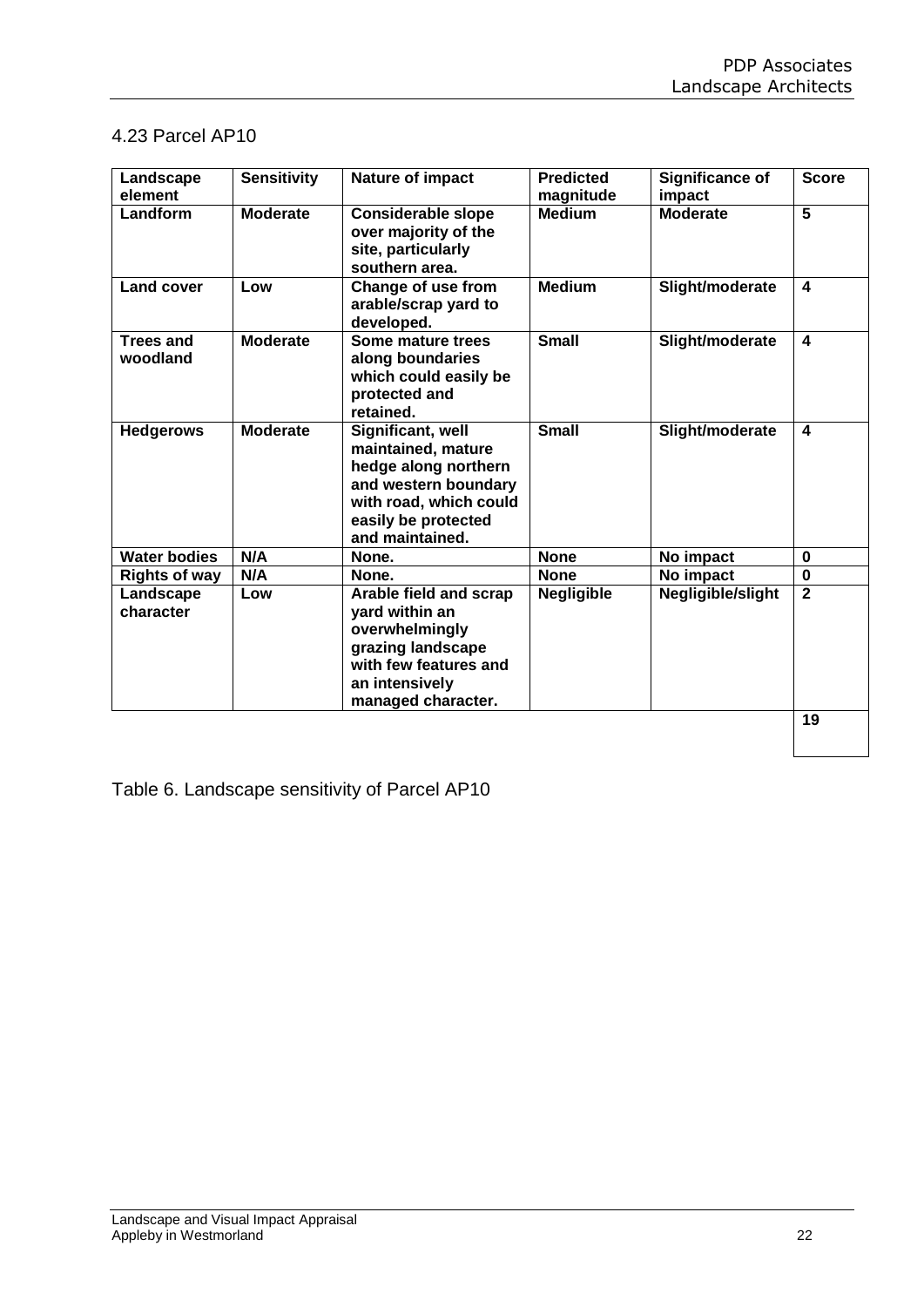## 4.23 Parcel AP10

| Landscape element | Sensitivity | Nature of impact | Predicted magnitude | Significance of impact | Score |
|---|---|---|---|---|---|
| **Landform** | **Moderate** | **Considerable slope over majority of the site, particularly southern area.** | **Medium** | **Moderate** | **5** |
| **Land cover** | **Low** | **Change of use from arable/scrap yard to developed.** | **Medium** | **Slight/moderate** | **4** |
| **Trees and woodland** | **Moderate** | **Some mature trees along boundaries which could easily be protected and retained.** | **Small** | **Slight/moderate** | **4** |
| **Hedgerows** | **Moderate** | **Significant, well maintained, mature hedge along northern and western boundary with road, which could easily be protected and maintained.** | **Small** | **Slight/moderate** | **4** |
| **Water bodies** | **N/A** | **None.** | **None** | **No impact** | **0** |
| **Rights of way** | **N/A** | **None.** | **None** | **No impact** | **0** |
| **Landscape character** | **Low** | **Arable field and scrap yard within an overwhelmingly grazing landscape with few features and an intensively managed character.** | **Negligible** | **Negligible/slight** | **2** |
| | | | | | **19** |

Table 6. Landscape sensitivity of Parcel AP10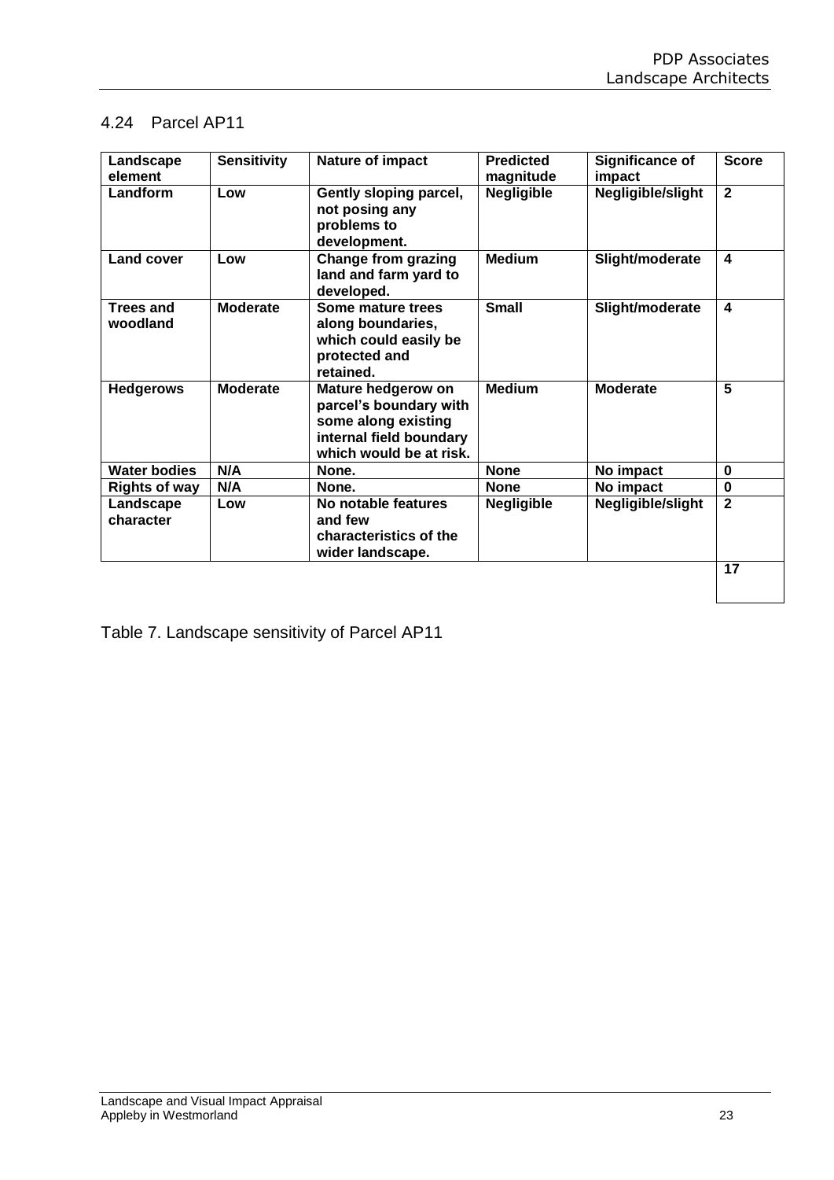## 4.24 Parcel AP11

| Landscape element | Sensitivity | Nature of impact | Predicted magnitude | Significance of impact | Score |
|---|---|---|---|---|---|
| **Landform** | **Low** | **Gently sloping parcel, not posing any problems to development.** | **Negligible** | **Negligible/slight** | **2** |
| **Land cover** | **Low** | **Change from grazing land and farm yard to developed.** | **Medium** | **Slight/moderate** | **4** |
| **Trees and woodland** | **Moderate** | **Some mature trees along boundaries, which could easily be protected and retained.** | **Small** | **Slight/moderate** | **4** |
| **Hedgerows** | **Moderate** | **Mature hedgerow on parcel's boundary with some along existing internal field boundary which would be at risk.** | **Medium** | **Moderate** | **5** |
| **Water bodies** | **N/A** | **None.** | **None** | **No impact** | **0** |
| **Rights of way** | **N/A** | **None.** | **None** | **No impact** | **0** |
| **Landscape character** | **Low** | **No notable features and few characteristics of the wider landscape.** | **Negligible** | **Negligible/slight** | **2** |
| | | | | | **17** |

Table 7. Landscape sensitivity of Parcel AP11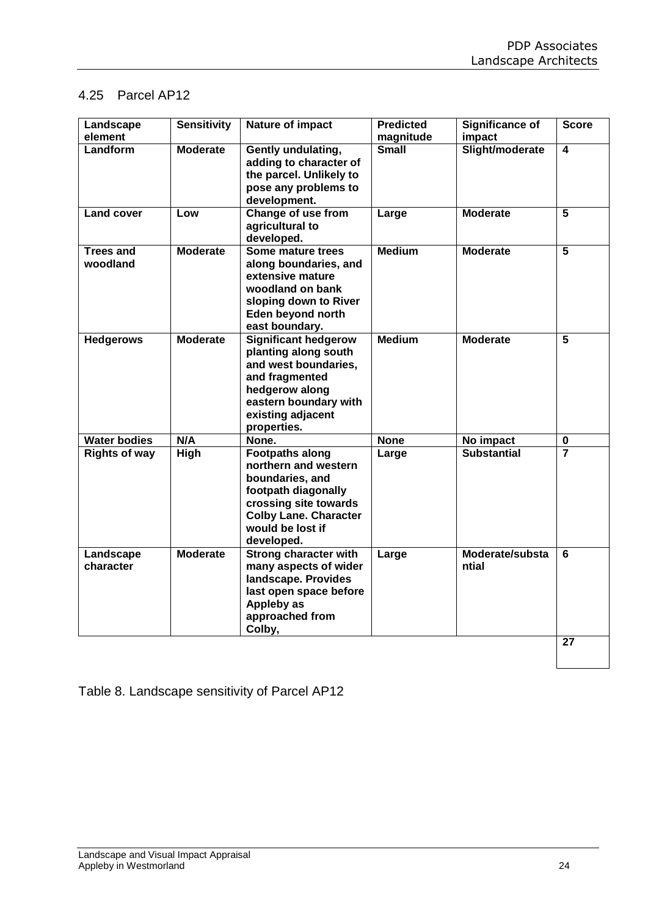## 4.25 Parcel AP12

| Landscape element | Sensitivity | Nature of impact | Predicted magnitude | Significance of impact | Score |
|---|---|---|---|---|---|
| **Landform** | **Moderate** | **Gently undulating, adding to character of the parcel. Unlikely to pose any problems to development.** | **Small** | **Slight/moderate** | **4** |
| **Land cover** | **Low** | **Change of use from agricultural to developed.** | **Large** | **Moderate** | **5** |
| **Trees and woodland** | **Moderate** | **Some mature trees along boundaries, and extensive mature woodland on bank sloping down to River Eden beyond north east boundary.** | **Medium** | **Moderate** | **5** |
| **Hedgerows** | **Moderate** | **Significant hedgerow planting along south and west boundaries, and fragmented hedgerow along eastern boundary with existing adjacent properties.** | **Medium** | **Moderate** | **5** |
| **Water bodies** | **N/A** | **None.** | **None** | **No impact** | **0** |
| **Rights of way** | **High** | **Footpaths along northern and western boundaries, and footpath diagonally crossing site towards Colby Lane. Character would be lost if developed.** | **Large** | **Substantial** | **7** |
| **Landscape character** | **Moderate** | **Strong character with many aspects of wider landscape. Provides last open space before Appleby as approached from Colby,** | **Large** | **Moderate/substantial** | **6** |
| | | | | | **27** |

Table 8. Landscape sensitivity of Parcel AP12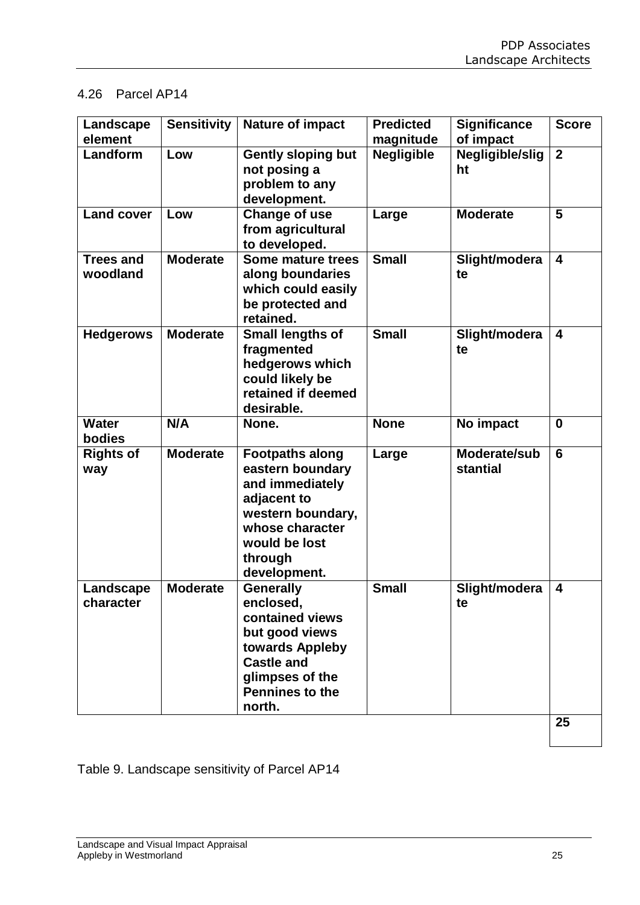## 4.26 Parcel AP14

| Landscape element | Sensitivity | Nature of impact | Predicted magnitude | Significance of impact | Score |
|---|---|---|---|---|---|
| **Landform** | **Low** | **Gently sloping but not posing a problem to any development.** | **Negligible** | **Negligible/slight** | **2** |
| **Land cover** | **Low** | **Change of use from agricultural to developed.** | **Large** | **Moderate** | **5** |
| **Trees and woodland** | **Moderate** | **Some mature trees along boundaries which could easily be protected and retained.** | **Small** | **Slight/moderate** | **4** |
| **Hedgerows** | **Moderate** | **Small lengths of fragmented hedgerows which could likely be retained if deemed desirable.** | **Small** | **Slight/moderate** | **4** |
| **Water bodies** | **N/A** | **None.** | **None** | **No impact** | **0** |
| **Rights of way** | **Moderate** | **Footpaths along eastern boundary and immediately adjacent to western boundary, whose character would be lost through development.** | **Large** | **Moderate/substantial** | **6** |
| **Landscape character** | **Moderate** | **Generally enclosed, contained views but good views towards Appleby Castle and glimpses of the Pennines to the north.** | **Small** | **Slight/moderate** | **4** |
| | | | | | **25** |

Table 9. Landscape sensitivity of Parcel AP14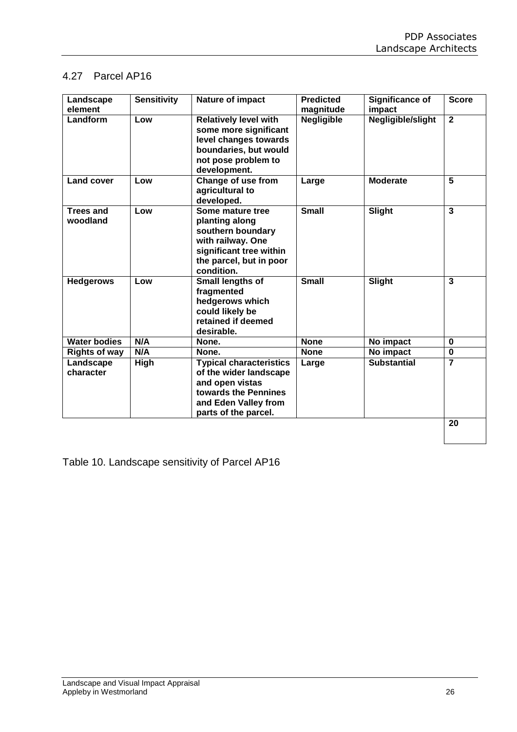## 4.27 Parcel AP16

| Landscape element | Sensitivity | Nature of impact | Predicted magnitude | Significance of impact | Score |
|---|---|---|---|---|---|
| **Landform** | **Low** | **Relatively level with some more significant level changes towards boundaries, but would not pose problem to development.** | **Negligible** | **Negligible/slight** | **2** |
| **Land cover** | **Low** | **Change of use from agricultural to developed.** | **Large** | **Moderate** | **5** |
| **Trees and woodland** | **Low** | **Some mature tree planting along southern boundary with railway. One significant tree within the parcel, but in poor condition.** | **Small** | **Slight** | **3** |
| **Hedgerows** | **Low** | **Small lengths of fragmented hedgerows which could likely be retained if deemed desirable.** | **Small** | **Slight** | **3** |
| **Water bodies** | **N/A** | **None.** | **None** | **No impact** | **0** |
| **Rights of way** | **N/A** | **None.** | **None** | **No impact** | **0** |
| **Landscape character** | **High** | **Typical characteristics of the wider landscape and open vistas towards the Pennines and Eden Valley from parts of the parcel.** | **Large** | **Substantial** | **7** |
| | | | | | **20** |

Table 10. Landscape sensitivity of Parcel AP16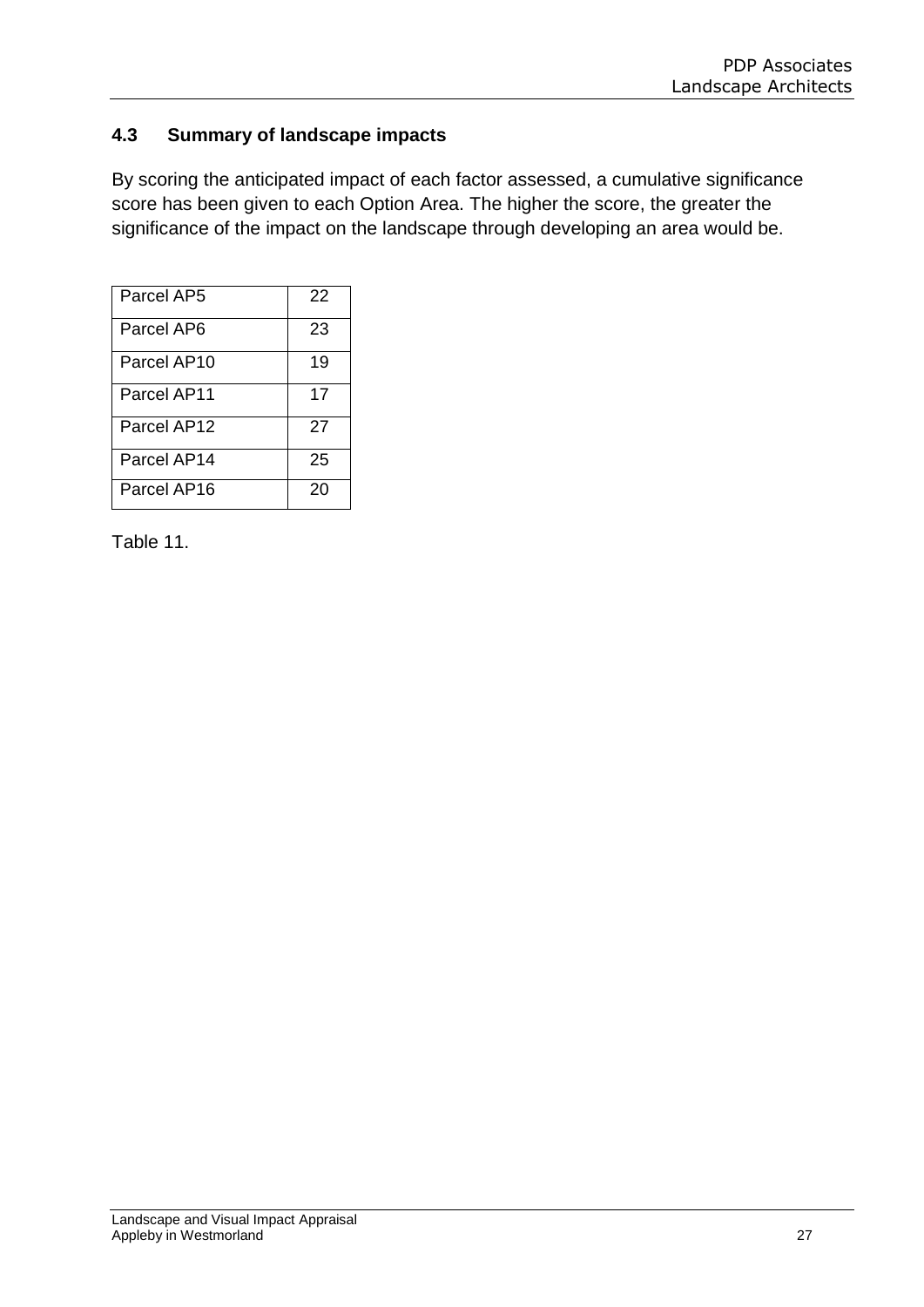### 4.3 Summary of landscape impacts

By scoring the anticipated impact of each factor assessed, a cumulative significance score has been given to each Option Area. The higher the score, the greater the significance of the impact on the landscape through developing an area would be.

| | |
|---|---|
| Parcel AP5 | 22 |
| Parcel AP6 | 23 |
| Parcel AP10 | 19 |
| Parcel AP11 | 17 |
| Parcel AP12 | 27 |
| Parcel AP14 | 25 |
| Parcel AP16 | 20 |

Table 11.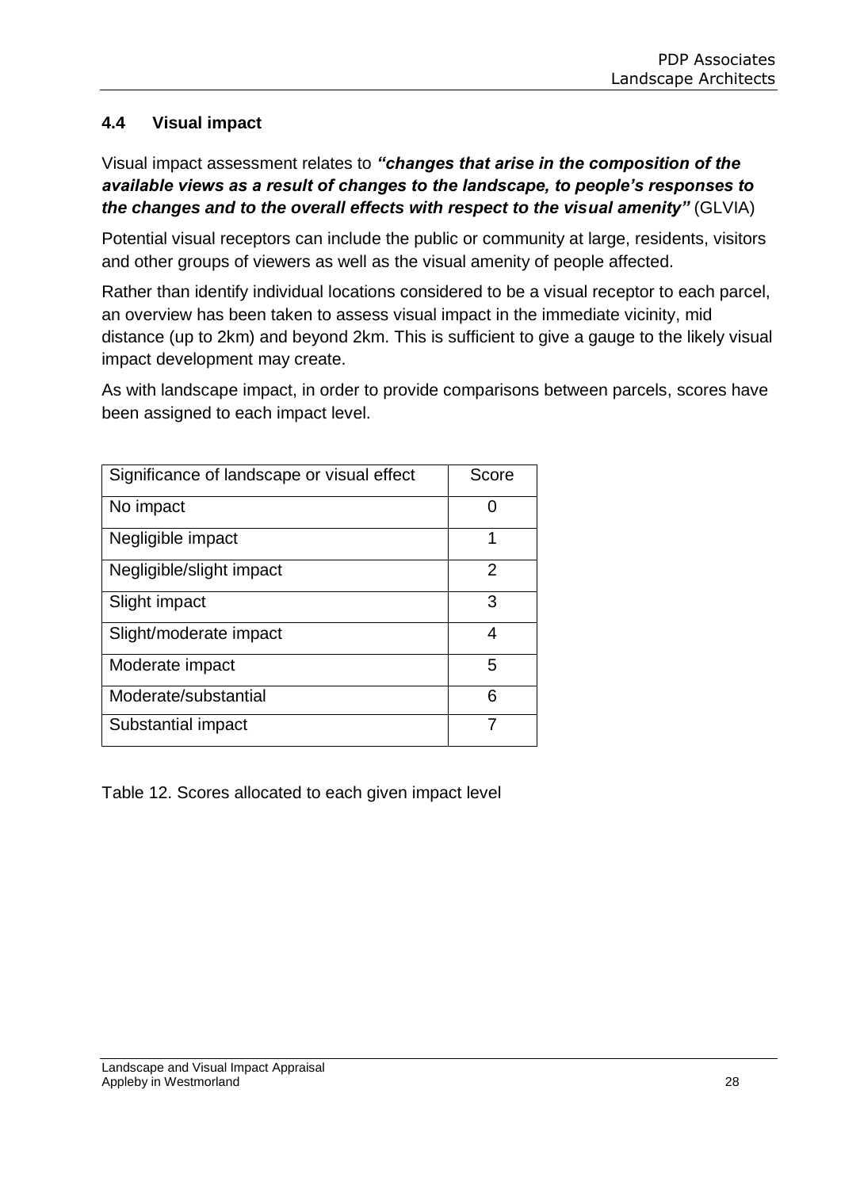### 4.4 Visual impact

Visual impact assessment relates to ***"changes that arise in the composition of the available views as a result of changes to the landscape, to people's responses to the changes and to the overall effects with respect to the visual amenity"*** (GLVIA)

Potential visual receptors can include the public or community at large, residents, visitors and other groups of viewers as well as the visual amenity of people affected.

Rather than identify individual locations considered to be a visual receptor to each parcel, an overview has been taken to assess visual impact in the immediate vicinity, mid distance (up to 2km) and beyond 2km. This is sufficient to give a gauge to the likely visual impact development may create.

As with landscape impact, in order to provide comparisons between parcels, scores have been assigned to each impact level.

| Significance of landscape or visual effect | Score |
| --- | --- |
| No impact | 0 |
| Negligible impact | 1 |
| Negligible/slight impact | 2 |
| Slight impact | 3 |
| Slight/moderate impact | 4 |
| Moderate impact | 5 |
| Moderate/substantial | 6 |
| Substantial impact | 7 |

Table 12. Scores allocated to each given impact level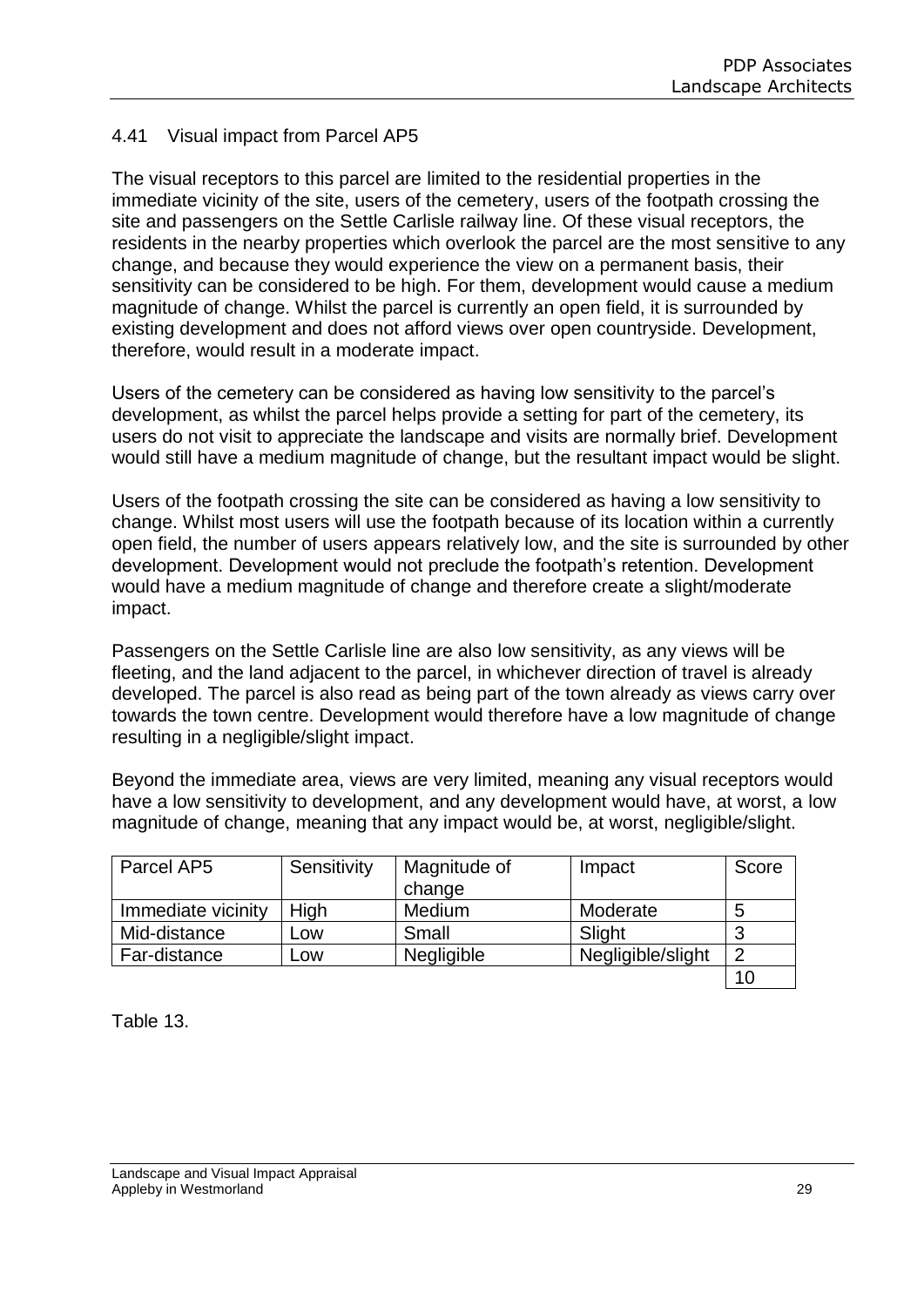## 4.41 Visual impact from Parcel AP5

The visual receptors to this parcel are limited to the residential properties in the immediate vicinity of the site, users of the cemetery, users of the footpath crossing the site and passengers on the Settle Carlisle railway line. Of these visual receptors, the residents in the nearby properties which overlook the parcel are the most sensitive to any change, and because they would experience the view on a permanent basis, their sensitivity can be considered to be high. For them, development would cause a medium magnitude of change. Whilst the parcel is currently an open field, it is surrounded by existing development and does not afford views over open countryside. Development, therefore, would result in a moderate impact.

Users of the cemetery can be considered as having low sensitivity to the parcel's development, as whilst the parcel helps provide a setting for part of the cemetery, its users do not visit to appreciate the landscape and visits are normally brief. Development would still have a medium magnitude of change, but the resultant impact would be slight.

Users of the footpath crossing the site can be considered as having a low sensitivity to change. Whilst most users will use the footpath because of its location within a currently open field, the number of users appears relatively low, and the site is surrounded by other development. Development would not preclude the footpath's retention. Development would have a medium magnitude of change and therefore create a slight/moderate impact.

Passengers on the Settle Carlisle line are also low sensitivity, as any views will be fleeting, and the land adjacent to the parcel, in whichever direction of travel is already developed. The parcel is also read as being part of the town already as views carry over towards the town centre. Development would therefore have a low magnitude of change resulting in a negligible/slight impact.

Beyond the immediate area, views are very limited, meaning any visual receptors would have a low sensitivity to development, and any development would have, at worst, a low magnitude of change, meaning that any impact would be, at worst, negligible/slight.

| Parcel AP5 | Sensitivity | Magnitude of change | Impact | Score |
|---|---|---|---|---|
| Immediate vicinity | High | Medium | Moderate | 5 |
| Mid-distance | Low | Small | Slight | 3 |
| Far-distance | Low | Negligible | Negligible/slight | 2 |
| | | | | 10 |

Table 13.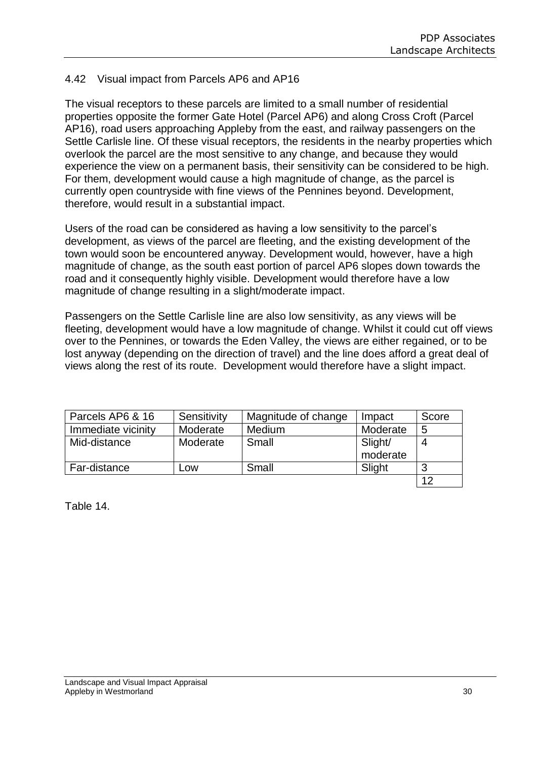## 4.42 Visual impact from Parcels AP6 and AP16

The visual receptors to these parcels are limited to a small number of residential properties opposite the former Gate Hotel (Parcel AP6) and along Cross Croft (Parcel AP16), road users approaching Appleby from the east, and railway passengers on the Settle Carlisle line. Of these visual receptors, the residents in the nearby properties which overlook the parcel are the most sensitive to any change, and because they would experience the view on a permanent basis, their sensitivity can be considered to be high. For them, development would cause a high magnitude of change, as the parcel is currently open countryside with fine views of the Pennines beyond. Development, therefore, would result in a substantial impact.

Users of the road can be considered as having a low sensitivity to the parcel's development, as views of the parcel are fleeting, and the existing development of the town would soon be encountered anyway. Development would, however, have a high magnitude of change, as the south east portion of parcel AP6 slopes down towards the road and it consequently highly visible. Development would therefore have a low magnitude of change resulting in a slight/moderate impact.

Passengers on the Settle Carlisle line are also low sensitivity, as any views will be fleeting, development would have a low magnitude of change. Whilst it could cut off views over to the Pennines, or towards the Eden Valley, the views are either regained, or to be lost anyway (depending on the direction of travel) and the line does afford a great deal of views along the rest of its route. Development would therefore have a slight impact.

| Parcels AP6 & 16 | Sensitivity | Magnitude of change | Impact | Score |
|---|---|---|---|---|
| Immediate vicinity | Moderate | Medium | Moderate | 5 |
| Mid-distance | Moderate | Small | Slight/ moderate | 4 |
| Far-distance | Low | Small | Slight | 3 |
| | | | | 12 |

Table 14.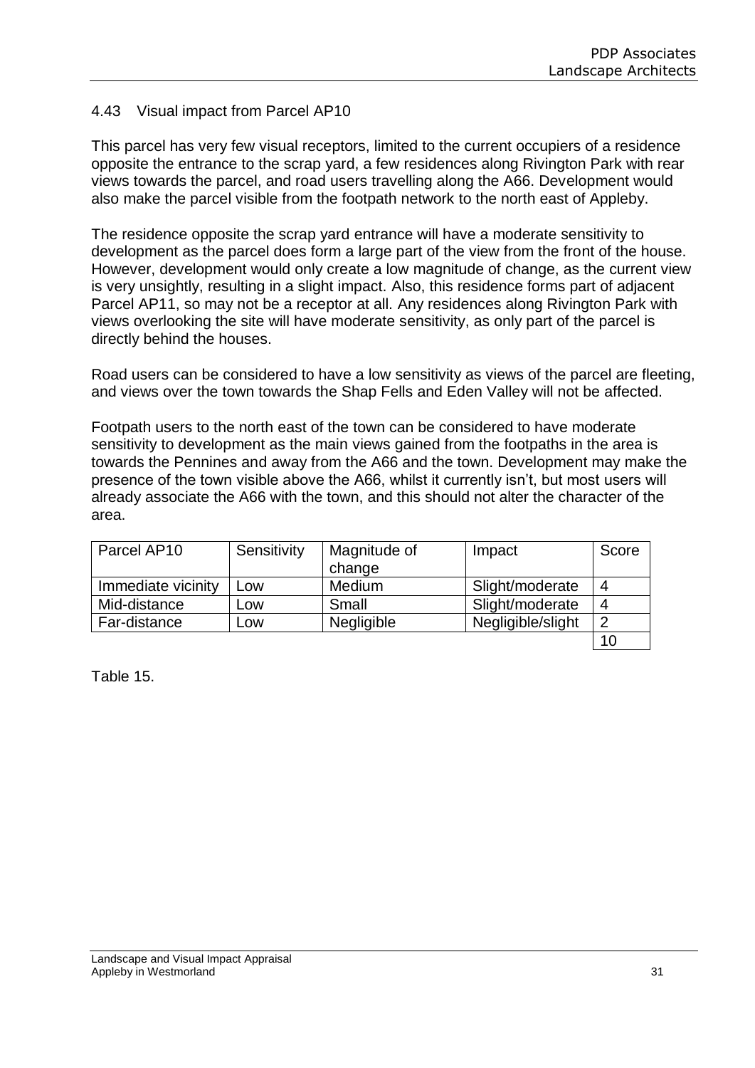### 4.43 Visual impact from Parcel AP10

This parcel has very few visual receptors, limited to the current occupiers of a residence opposite the entrance to the scrap yard, a few residences along Rivington Park with rear views towards the parcel, and road users travelling along the A66. Development would also make the parcel visible from the footpath network to the north east of Appleby.

The residence opposite the scrap yard entrance will have a moderate sensitivity to development as the parcel does form a large part of the view from the front of the house. However, development would only create a low magnitude of change, as the current view is very unsightly, resulting in a slight impact. Also, this residence forms part of adjacent Parcel AP11, so may not be a receptor at all. Any residences along Rivington Park with views overlooking the site will have moderate sensitivity, as only part of the parcel is directly behind the houses.

Road users can be considered to have a low sensitivity as views of the parcel are fleeting, and views over the town towards the Shap Fells and Eden Valley will not be affected.

Footpath users to the north east of the town can be considered to have moderate sensitivity to development as the main views gained from the footpaths in the area is towards the Pennines and away from the A66 and the town. Development may make the presence of the town visible above the A66, whilst it currently isn't, but most users will already associate the A66 with the town, and this should not alter the character of the area.

| Parcel AP10 | Sensitivity | Magnitude of change | Impact | Score |
|---|---|---|---|---|
| Immediate vicinity | Low | Medium | Slight/moderate | 4 |
| Mid-distance | Low | Small | Slight/moderate | 4 |
| Far-distance | Low | Negligible | Negligible/slight | 2 |
| | | | | 10 |

Table 15.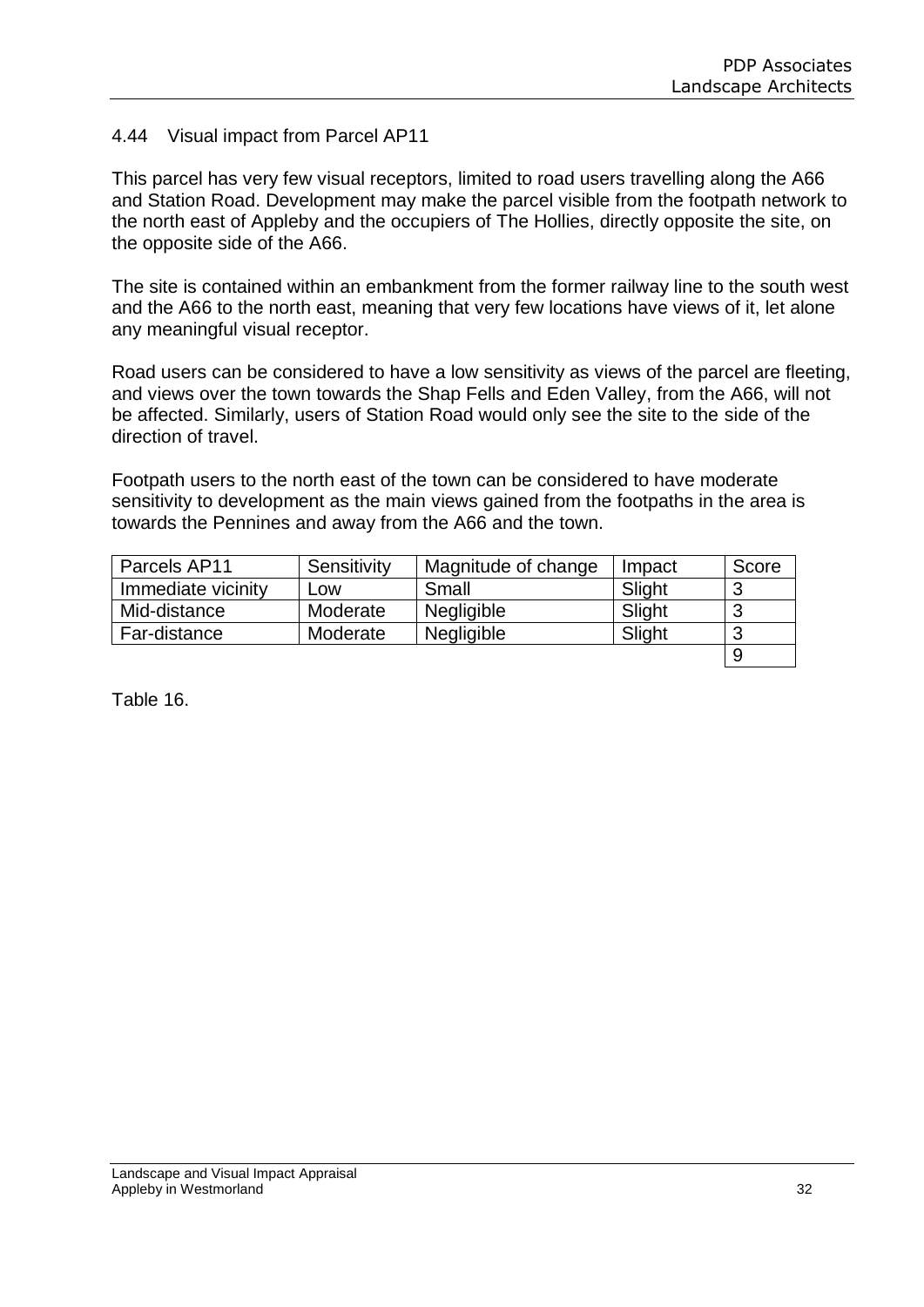### 4.44 Visual impact from Parcel AP11

This parcel has very few visual receptors, limited to road users travelling along the A66 and Station Road. Development may make the parcel visible from the footpath network to the north east of Appleby and the occupiers of The Hollies, directly opposite the site, on the opposite side of the A66.

The site is contained within an embankment from the former railway line to the south west and the A66 to the north east, meaning that very few locations have views of it, let alone any meaningful visual receptor.

Road users can be considered to have a low sensitivity as views of the parcel are fleeting, and views over the town towards the Shap Fells and Eden Valley, from the A66, will not be affected. Similarly, users of Station Road would only see the site to the side of the direction of travel.

Footpath users to the north east of the town can be considered to have moderate sensitivity to development as the main views gained from the footpaths in the area is towards the Pennines and away from the A66 and the town.

| Parcels AP11 | Sensitivity | Magnitude of change | Impact | Score |
|---|---|---|---|---|
| Immediate vicinity | Low | Small | Slight | 3 |
| Mid-distance | Moderate | Negligible | Slight | 3 |
| Far-distance | Moderate | Negligible | Slight | 3 |
| | | | | 9 |

Table 16.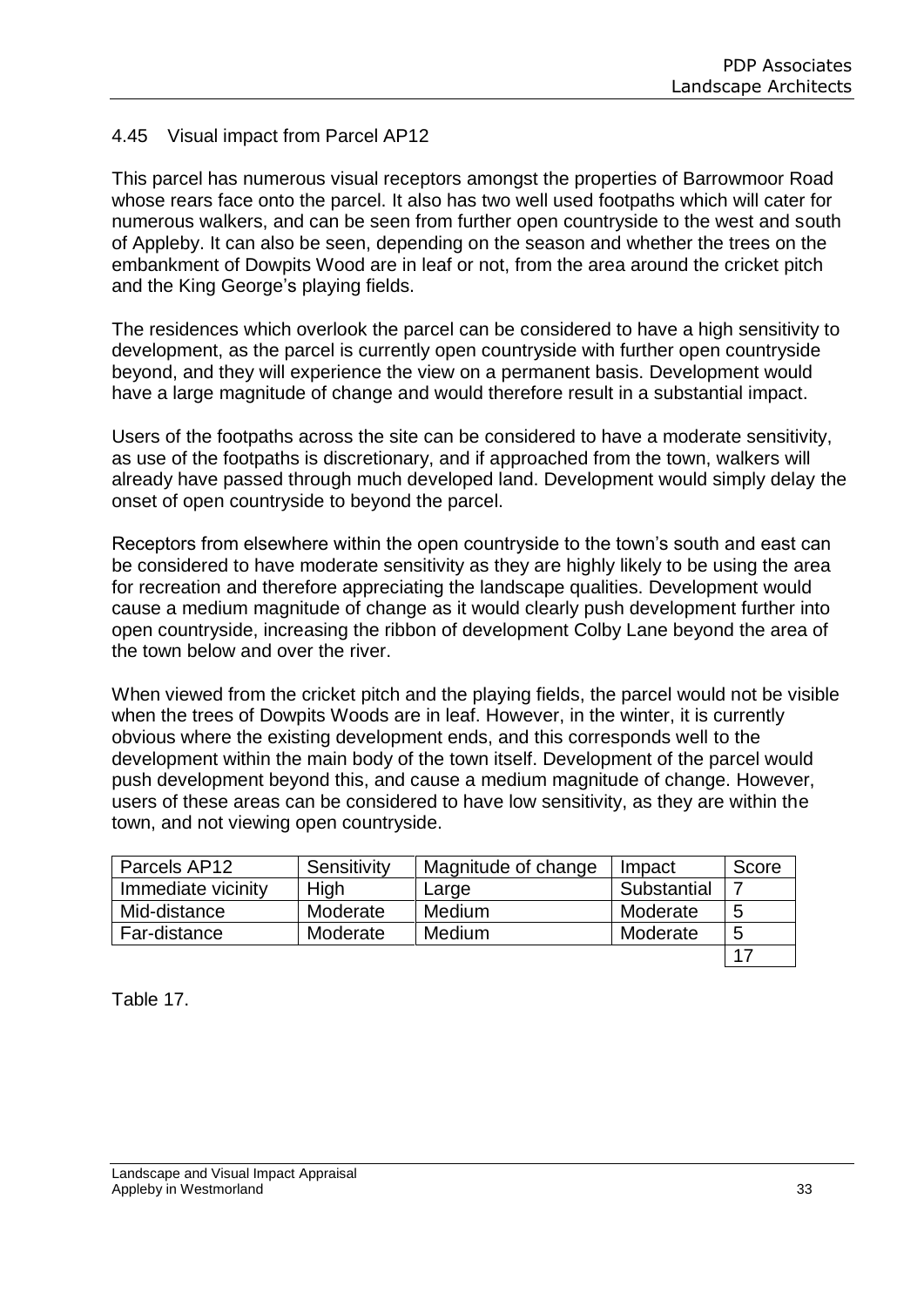### 4.45 Visual impact from Parcel AP12

This parcel has numerous visual receptors amongst the properties of Barrowmoor Road whose rears face onto the parcel. It also has two well used footpaths which will cater for numerous walkers, and can be seen from further open countryside to the west and south of Appleby. It can also be seen, depending on the season and whether the trees on the embankment of Dowpits Wood are in leaf or not, from the area around the cricket pitch and the King George's playing fields.

The residences which overlook the parcel can be considered to have a high sensitivity to development, as the parcel is currently open countryside with further open countryside beyond, and they will experience the view on a permanent basis. Development would have a large magnitude of change and would therefore result in a substantial impact.

Users of the footpaths across the site can be considered to have a moderate sensitivity, as use of the footpaths is discretionary, and if approached from the town, walkers will already have passed through much developed land. Development would simply delay the onset of open countryside to beyond the parcel.

Receptors from elsewhere within the open countryside to the town's south and east can be considered to have moderate sensitivity as they are highly likely to be using the area for recreation and therefore appreciating the landscape qualities. Development would cause a medium magnitude of change as it would clearly push development further into open countryside, increasing the ribbon of development Colby Lane beyond the area of the town below and over the river.

When viewed from the cricket pitch and the playing fields, the parcel would not be visible when the trees of Dowpits Woods are in leaf. However, in the winter, it is currently obvious where the existing development ends, and this corresponds well to the development within the main body of the town itself. Development of the parcel would push development beyond this, and cause a medium magnitude of change. However, users of these areas can be considered to have low sensitivity, as they are within the town, and not viewing open countryside.

| Parcels AP12 | Sensitivity | Magnitude of change | Impact | Score |
|---|---|---|---|---|
| Immediate vicinity | High | Large | Substantial | 7 |
| Mid-distance | Moderate | Medium | Moderate | 5 |
| Far-distance | Moderate | Medium | Moderate | 5 |
| | | | | 17 |

Table 17.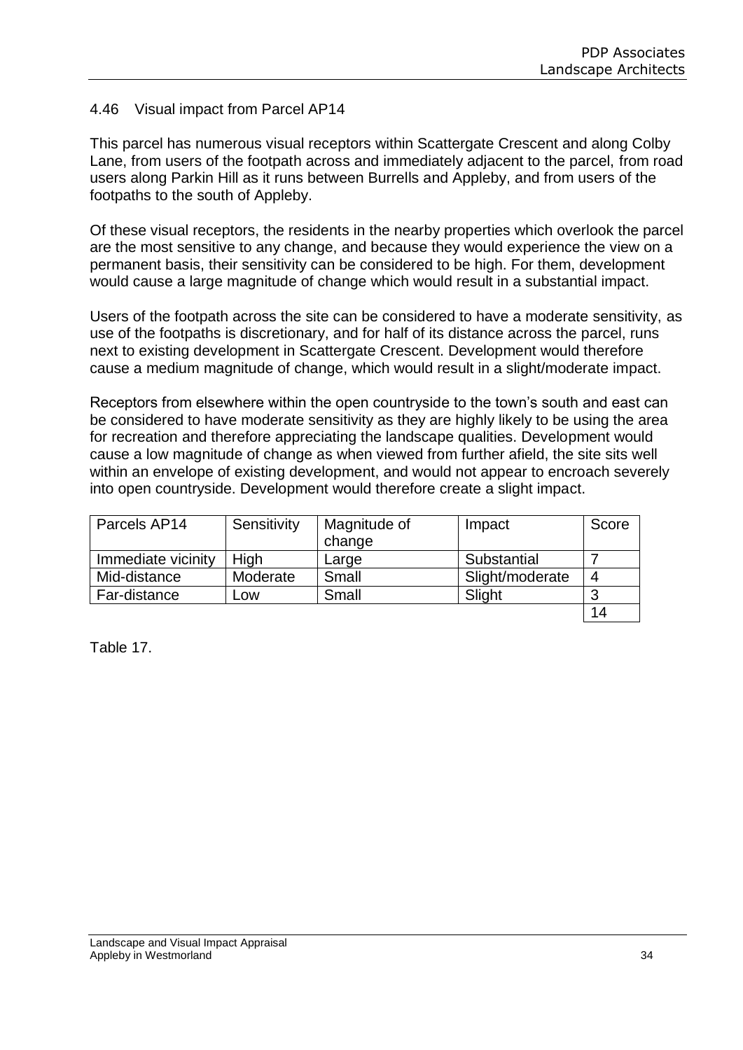4.46 Visual impact from Parcel AP14

This parcel has numerous visual receptors within Scattergate Crescent and along Colby Lane, from users of the footpath across and immediately adjacent to the parcel, from road users along Parkin Hill as it runs between Burrells and Appleby, and from users of the footpaths to the south of Appleby.

Of these visual receptors, the residents in the nearby properties which overlook the parcel are the most sensitive to any change, and because they would experience the view on a permanent basis, their sensitivity can be considered to be high. For them, development would cause a large magnitude of change which would result in a substantial impact.

Users of the footpath across the site can be considered to have a moderate sensitivity, as use of the footpaths is discretionary, and for half of its distance across the parcel, runs next to existing development in Scattergate Crescent. Development would therefore cause a medium magnitude of change, which would result in a slight/moderate impact.

Receptors from elsewhere within the open countryside to the town's south and east can be considered to have moderate sensitivity as they are highly likely to be using the area for recreation and therefore appreciating the landscape qualities. Development would cause a low magnitude of change as when viewed from further afield, the site sits well within an envelope of existing development, and would not appear to encroach severely into open countryside. Development would therefore create a slight impact.

| Parcels AP14 | Sensitivity | Magnitude of change | Impact | Score |
|---|---|---|---|---|
| Immediate vicinity | High | Large | Substantial | 7 |
| Mid-distance | Moderate | Small | Slight/moderate | 4 |
| Far-distance | Low | Small | Slight | 3 |
| | | | | 14 |

Table 17.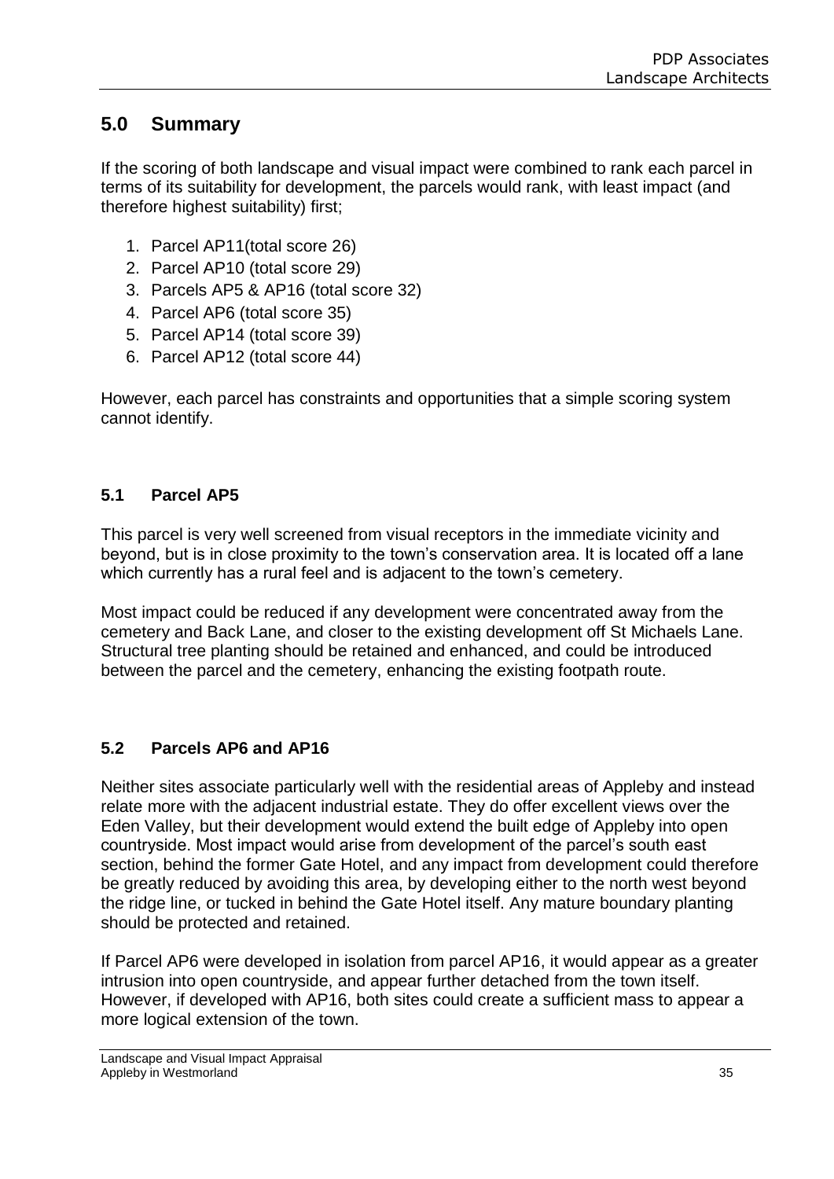## 5.0 Summary

If the scoring of both landscape and visual impact were combined to rank each parcel in terms of its suitability for development, the parcels would rank, with least impact (and therefore highest suitability) first;

1. Parcel AP11(total score 26)
2. Parcel AP10 (total score 29)
3. Parcels AP5 & AP16 (total score 32)
4. Parcel AP6 (total score 35)
5. Parcel AP14 (total score 39)
6. Parcel AP12 (total score 44)

However, each parcel has constraints and opportunities that a simple scoring system cannot identify.

### 5.1 Parcel AP5

This parcel is very well screened from visual receptors in the immediate vicinity and beyond, but is in close proximity to the town's conservation area. It is located off a lane which currently has a rural feel and is adjacent to the town's cemetery.

Most impact could be reduced if any development were concentrated away from the cemetery and Back Lane, and closer to the existing development off St Michaels Lane. Structural tree planting should be retained and enhanced, and could be introduced between the parcel and the cemetery, enhancing the existing footpath route.

### 5.2 Parcels AP6 and AP16

Neither sites associate particularly well with the residential areas of Appleby and instead relate more with the adjacent industrial estate. They do offer excellent views over the Eden Valley, but their development would extend the built edge of Appleby into open countryside. Most impact would arise from development of the parcel's south east section, behind the former Gate Hotel, and any impact from development could therefore be greatly reduced by avoiding this area, by developing either to the north west beyond the ridge line, or tucked in behind the Gate Hotel itself. Any mature boundary planting should be protected and retained.

If Parcel AP6 were developed in isolation from parcel AP16, it would appear as a greater intrusion into open countryside, and appear further detached from the town itself. However, if developed with AP16, both sites could create a sufficient mass to appear a more logical extension of the town.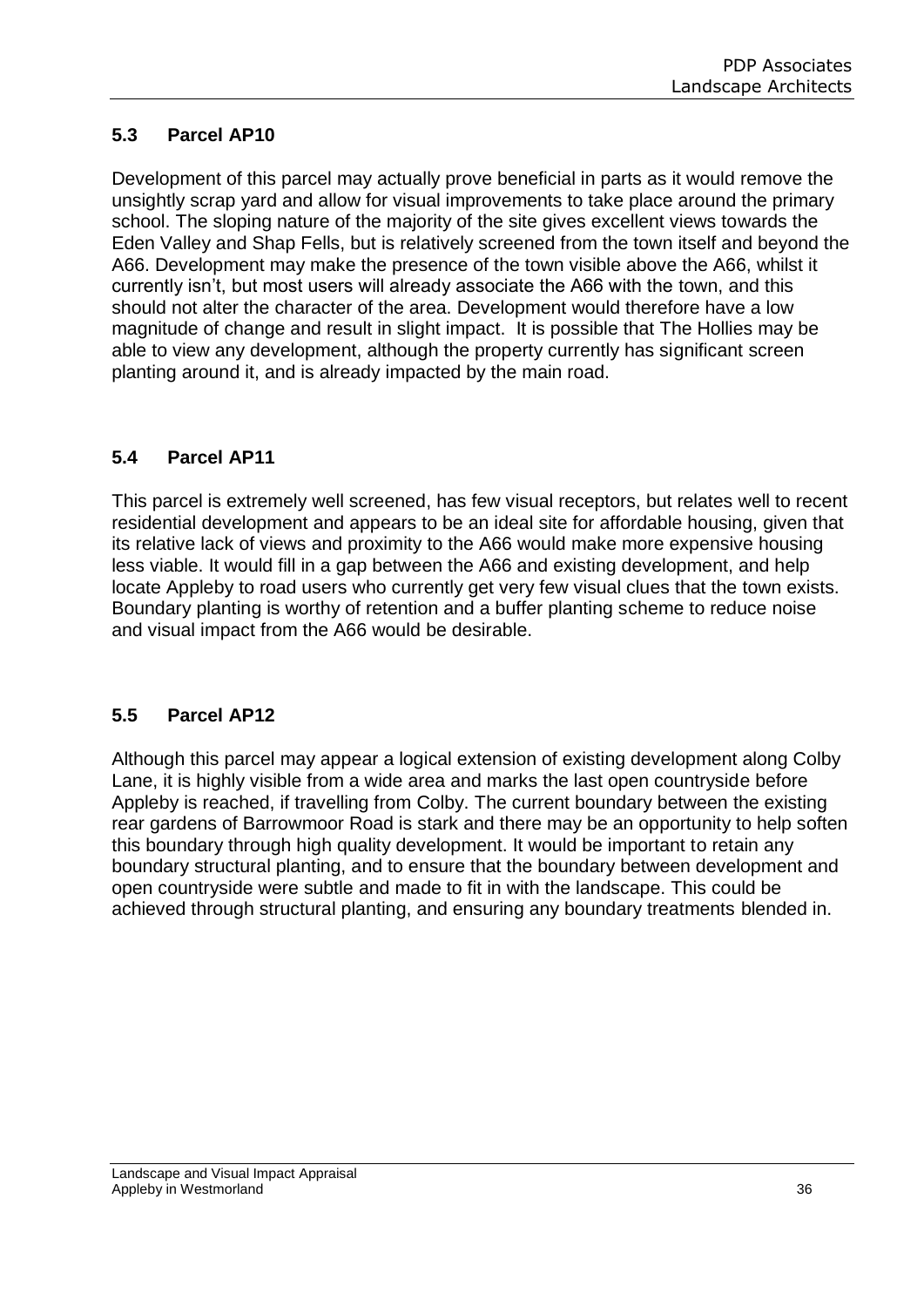## 5.3 Parcel AP10

Development of this parcel may actually prove beneficial in parts as it would remove the unsightly scrap yard and allow for visual improvements to take place around the primary school. The sloping nature of the majority of the site gives excellent views towards the Eden Valley and Shap Fells, but is relatively screened from the town itself and beyond the A66. Development may make the presence of the town visible above the A66, whilst it currently isn't, but most users will already associate the A66 with the town, and this should not alter the character of the area. Development would therefore have a low magnitude of change and result in slight impact. It is possible that The Hollies may be able to view any development, although the property currently has significant screen planting around it, and is already impacted by the main road.

## 5.4 Parcel AP11

This parcel is extremely well screened, has few visual receptors, but relates well to recent residential development and appears to be an ideal site for affordable housing, given that its relative lack of views and proximity to the A66 would make more expensive housing less viable. It would fill in a gap between the A66 and existing development, and help locate Appleby to road users who currently get very few visual clues that the town exists. Boundary planting is worthy of retention and a buffer planting scheme to reduce noise and visual impact from the A66 would be desirable.

## 5.5 Parcel AP12

Although this parcel may appear a logical extension of existing development along Colby Lane, it is highly visible from a wide area and marks the last open countryside before Appleby is reached, if travelling from Colby. The current boundary between the existing rear gardens of Barrowmoor Road is stark and there may be an opportunity to help soften this boundary through high quality development. It would be important to retain any boundary structural planting, and to ensure that the boundary between development and open countryside were subtle and made to fit in with the landscape. This could be achieved through structural planting, and ensuring any boundary treatments blended in.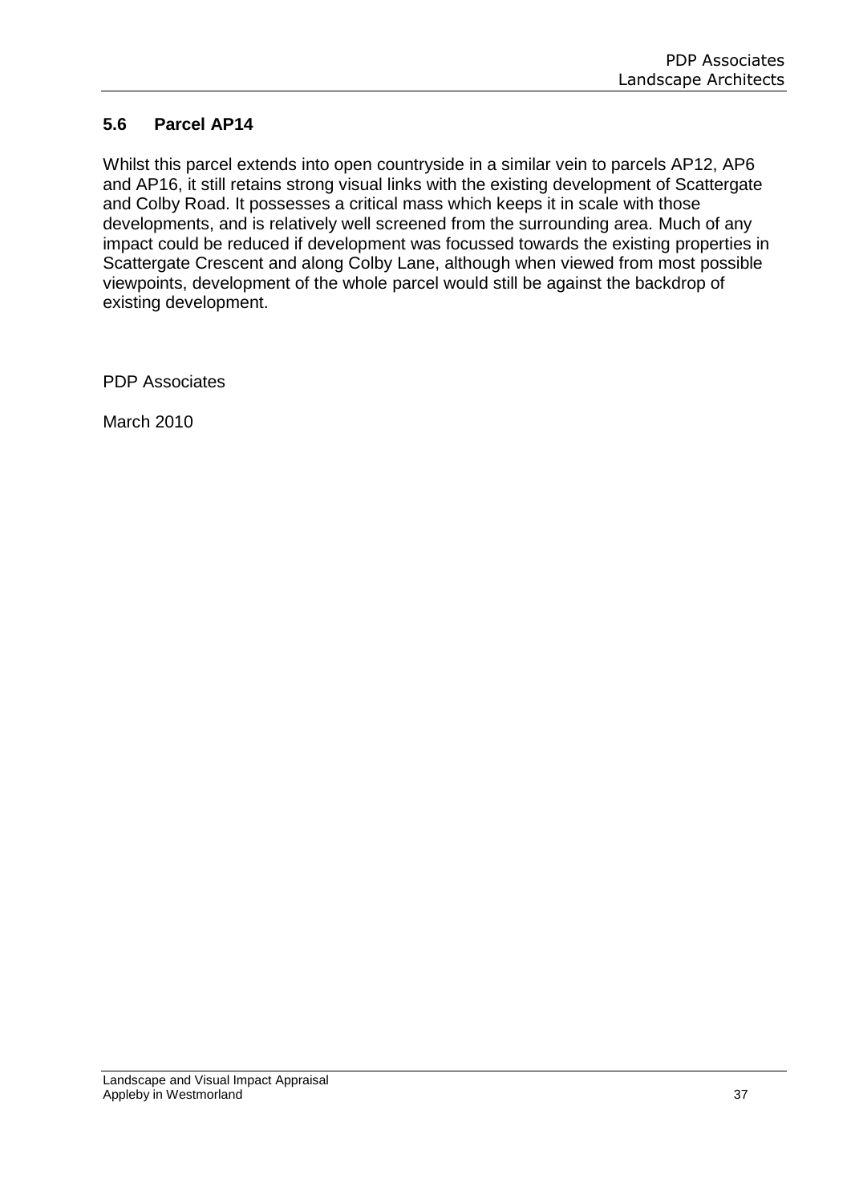## 5.6 Parcel AP14

Whilst this parcel extends into open countryside in a similar vein to parcels AP12, AP6 and AP16, it still retains strong visual links with the existing development of Scattergate and Colby Road. It possesses a critical mass which keeps it in scale with those developments, and is relatively well screened from the surrounding area. Much of any impact could be reduced if development was focussed towards the existing properties in Scattergate Crescent and along Colby Lane, although when viewed from most possible viewpoints, development of the whole parcel would still be against the backdrop of existing development.

PDP Associates

March 2010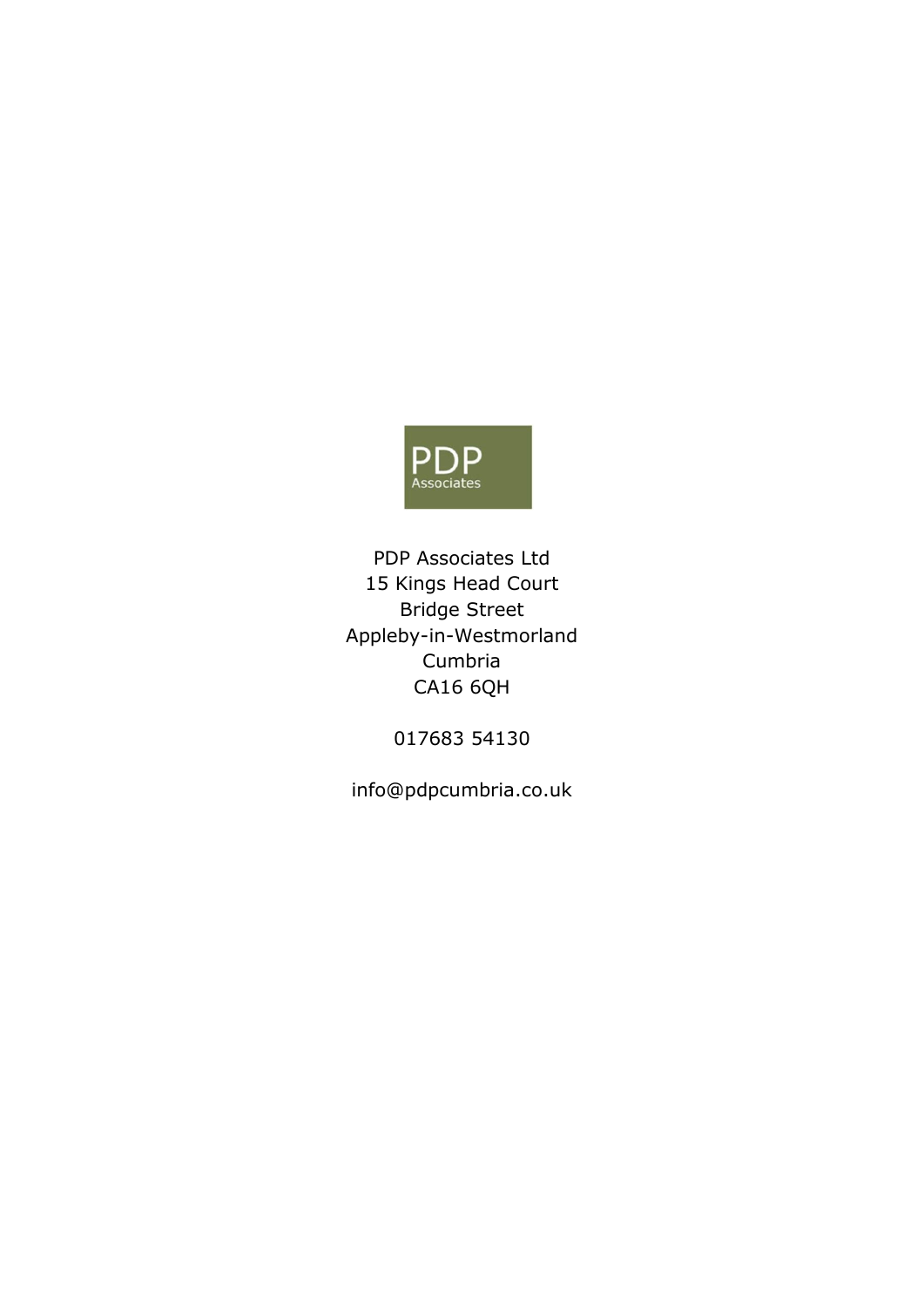PDP
Associates

PDP Associates Ltd
15 Kings Head Court
Bridge Street
Appleby-in-Westmorland
Cumbria
CA16 6QH

017683 54130

info@pdpcumbria.co.uk